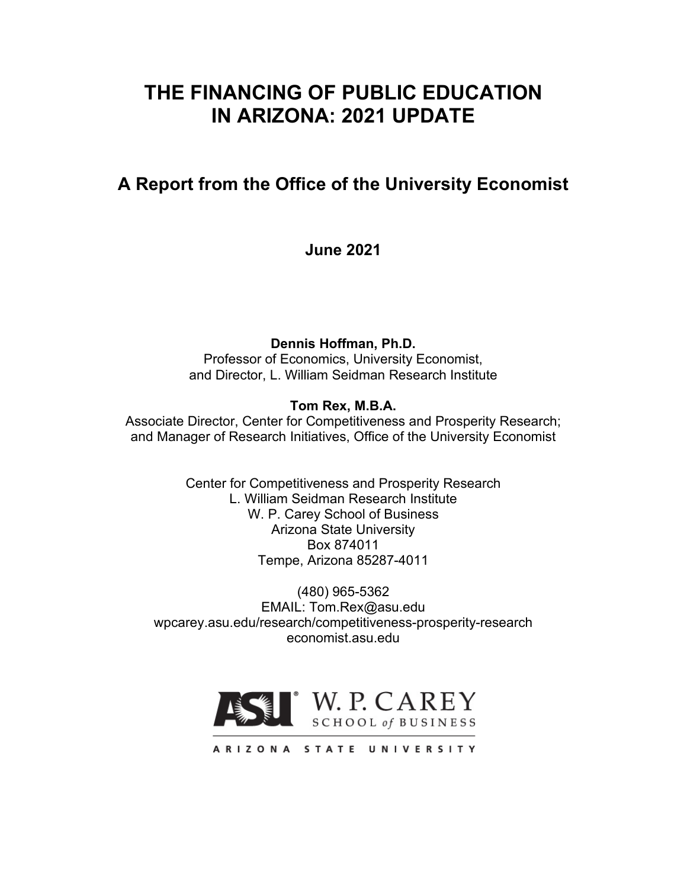# THE FINANCING OF PUBLIC EDUCATION IN ARIZONA: 2021 UPDATE

## A Report from the Office of the University Economist

**June 2021**

**Dennis Hoffman, Ph.D.**
Professor of Economics, University Economist,
and Director, L. William Seidman Research Institute

**Tom Rex, M.B.A.**
Associate Director, Center for Competitiveness and Prosperity Research;
and Manager of Research Initiatives, Office of the University Economist

Center for Competitiveness and Prosperity Research
L. William Seidman Research Institute
W. P. Carey School of Business
Arizona State University
Box 874011
Tempe, Arizona 85287-4011

(480) 965-5362
EMAIL: Tom.Rex@asu.edu
wpcarey.asu.edu/research/competitiveness-prosperity-research
economist.asu.edu

ASU W. P. CAREY SCHOOL of BUSINESS
ARIZONA STATE UNIVERSITY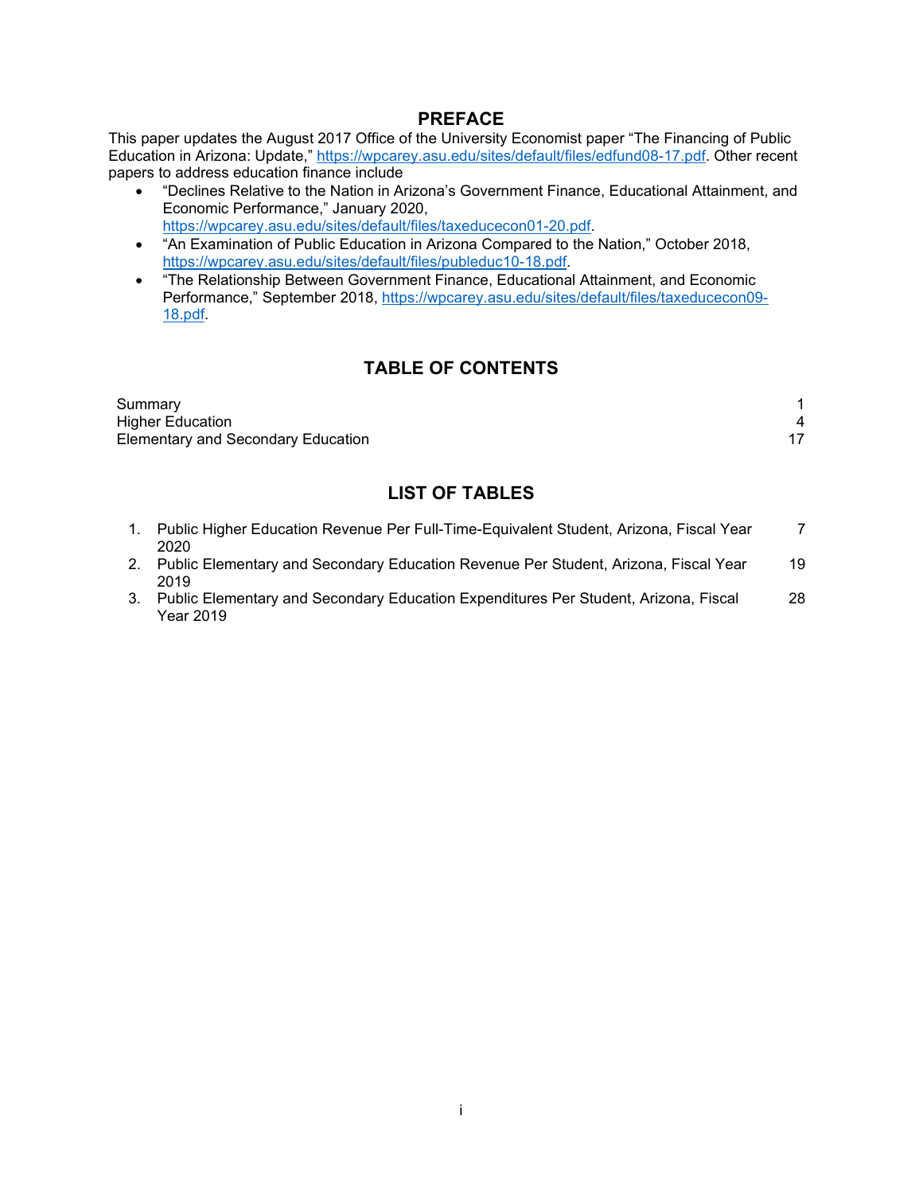# PREFACE

This paper updates the August 2017 Office of the University Economist paper "The Financing of Public Education in Arizona: Update," https://wpcarey.asu.edu/sites/default/files/edfund08-17.pdf. Other recent papers to address education finance include

- "Declines Relative to the Nation in Arizona's Government Finance, Educational Attainment, and Economic Performance," January 2020, https://wpcarey.asu.edu/sites/default/files/taxeducecon01-20.pdf.
- "An Examination of Public Education in Arizona Compared to the Nation," October 2018, https://wpcarey.asu.edu/sites/default/files/publeduc10-18.pdf.
- "The Relationship Between Government Finance, Educational Attainment, and Economic Performance," September 2018, https://wpcarey.asu.edu/sites/default/files/taxeducecon09-18.pdf.

# TABLE OF CONTENTS

| | |
|---|---|
| Summary | 1 |
| Higher Education | 4 |
| Elementary and Secondary Education | 17 |

# LIST OF TABLES

| | | |
|---|---|---|
| 1. | Public Higher Education Revenue Per Full-Time-Equivalent Student, Arizona, Fiscal Year 2020 | 7 |
| 2. | Public Elementary and Secondary Education Revenue Per Student, Arizona, Fiscal Year 2019 | 19 |
| 3. | Public Elementary and Secondary Education Expenditures Per Student, Arizona, Fiscal Year 2019 | 28 |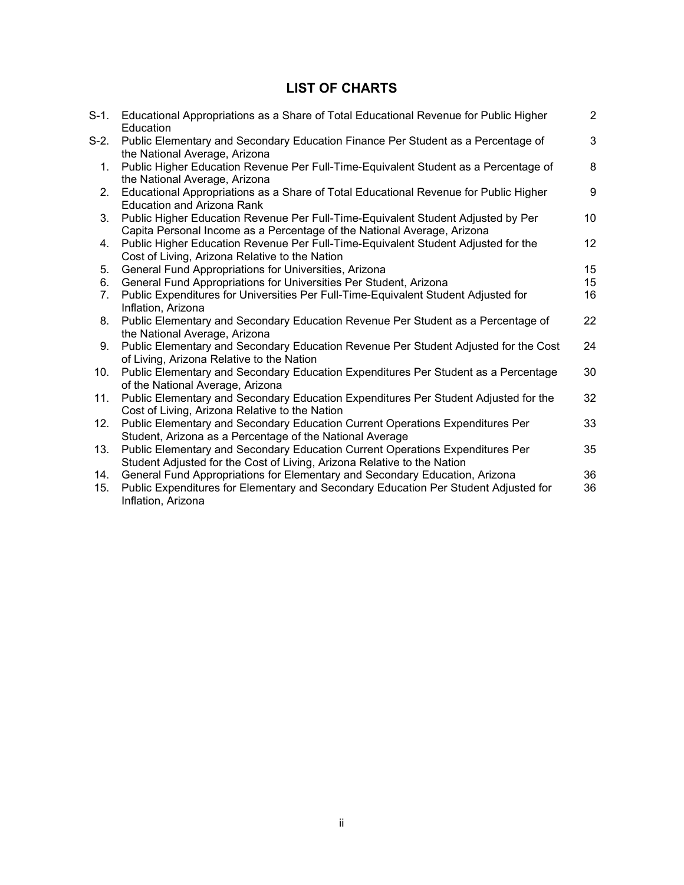## LIST OF CHARTS

| | | |
|---|---|---|
| S-1. | Educational Appropriations as a Share of Total Educational Revenue for Public Higher Education | 2 |
| S-2. | Public Elementary and Secondary Education Finance Per Student as a Percentage of the National Average, Arizona | 3 |
| 1. | Public Higher Education Revenue Per Full-Time-Equivalent Student as a Percentage of the National Average, Arizona | 8 |
| 2. | Educational Appropriations as a Share of Total Educational Revenue for Public Higher Education and Arizona Rank | 9 |
| 3. | Public Higher Education Revenue Per Full-Time-Equivalent Student Adjusted by Per Capita Personal Income as a Percentage of the National Average, Arizona | 10 |
| 4. | Public Higher Education Revenue Per Full-Time-Equivalent Student Adjusted for the Cost of Living, Arizona Relative to the Nation | 12 |
| 5. | General Fund Appropriations for Universities, Arizona | 15 |
| 6. | General Fund Appropriations for Universities Per Student, Arizona | 15 |
| 7. | Public Expenditures for Universities Per Full-Time-Equivalent Student Adjusted for Inflation, Arizona | 16 |
| 8. | Public Elementary and Secondary Education Revenue Per Student as a Percentage of the National Average, Arizona | 22 |
| 9. | Public Elementary and Secondary Education Revenue Per Student Adjusted for the Cost of Living, Arizona Relative to the Nation | 24 |
| 10. | Public Elementary and Secondary Education Expenditures Per Student as a Percentage of the National Average, Arizona | 30 |
| 11. | Public Elementary and Secondary Education Expenditures Per Student Adjusted for the Cost of Living, Arizona Relative to the Nation | 32 |
| 12. | Public Elementary and Secondary Education Current Operations Expenditures Per Student, Arizona as a Percentage of the National Average | 33 |
| 13. | Public Elementary and Secondary Education Current Operations Expenditures Per Student Adjusted for the Cost of Living, Arizona Relative to the Nation | 35 |
| 14. | General Fund Appropriations for Elementary and Secondary Education, Arizona | 36 |
| 15. | Public Expenditures for Elementary and Secondary Education Per Student Adjusted for Inflation, Arizona | 36 |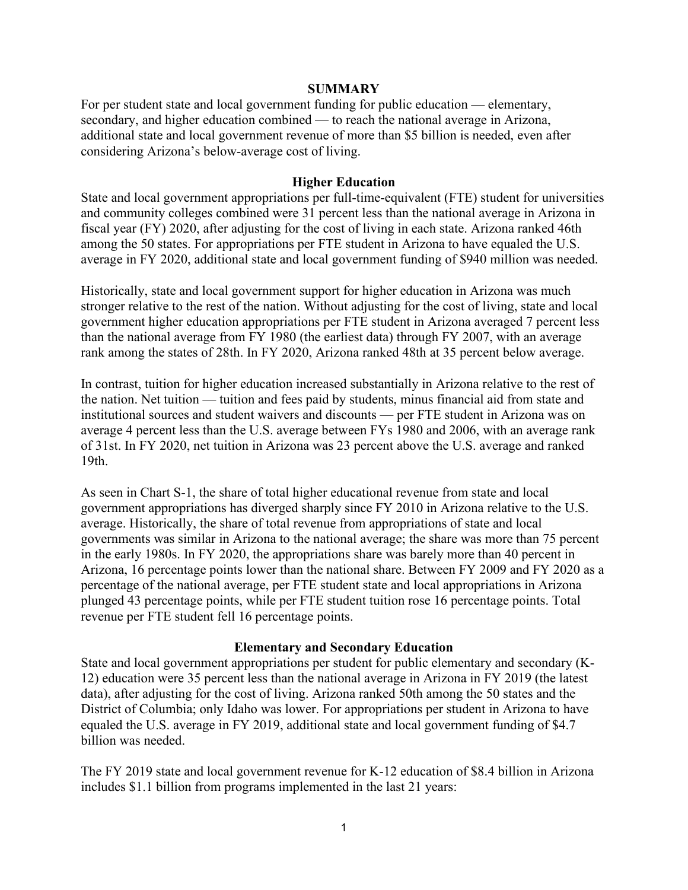## SUMMARY

For per student state and local government funding for public education — elementary, secondary, and higher education combined — to reach the national average in Arizona, additional state and local government revenue of more than $5 billion is needed, even after considering Arizona's below-average cost of living.

### Higher Education

State and local government appropriations per full-time-equivalent (FTE) student for universities and community colleges combined were 31 percent less than the national average in Arizona in fiscal year (FY) 2020, after adjusting for the cost of living in each state. Arizona ranked 46th among the 50 states. For appropriations per FTE student in Arizona to have equaled the U.S. average in FY 2020, additional state and local government funding of $940 million was needed.

Historically, state and local government support for higher education in Arizona was much stronger relative to the rest of the nation. Without adjusting for the cost of living, state and local government higher education appropriations per FTE student in Arizona averaged 7 percent less than the national average from FY 1980 (the earliest data) through FY 2007, with an average rank among the states of 28th. In FY 2020, Arizona ranked 48th at 35 percent below average.

In contrast, tuition for higher education increased substantially in Arizona relative to the rest of the nation. Net tuition — tuition and fees paid by students, minus financial aid from state and institutional sources and student waivers and discounts — per FTE student in Arizona was on average 4 percent less than the U.S. average between FYs 1980 and 2006, with an average rank of 31st. In FY 2020, net tuition in Arizona was 23 percent above the U.S. average and ranked 19th.

As seen in Chart S-1, the share of total higher educational revenue from state and local government appropriations has diverged sharply since FY 2010 in Arizona relative to the U.S. average. Historically, the share of total revenue from appropriations of state and local governments was similar in Arizona to the national average; the share was more than 75 percent in the early 1980s. In FY 2020, the appropriations share was barely more than 40 percent in Arizona, 16 percentage points lower than the national share. Between FY 2009 and FY 2020 as a percentage of the national average, per FTE student state and local appropriations in Arizona plunged 43 percentage points, while per FTE student tuition rose 16 percentage points. Total revenue per FTE student fell 16 percentage points.

### Elementary and Secondary Education

State and local government appropriations per student for public elementary and secondary (K-12) education were 35 percent less than the national average in Arizona in FY 2019 (the latest data), after adjusting for the cost of living. Arizona ranked 50th among the 50 states and the District of Columbia; only Idaho was lower. For appropriations per student in Arizona to have equaled the U.S. average in FY 2019, additional state and local government funding of $4.7 billion was needed.

The FY 2019 state and local government revenue for K-12 education of $8.4 billion in Arizona includes $1.1 billion from programs implemented in the last 21 years: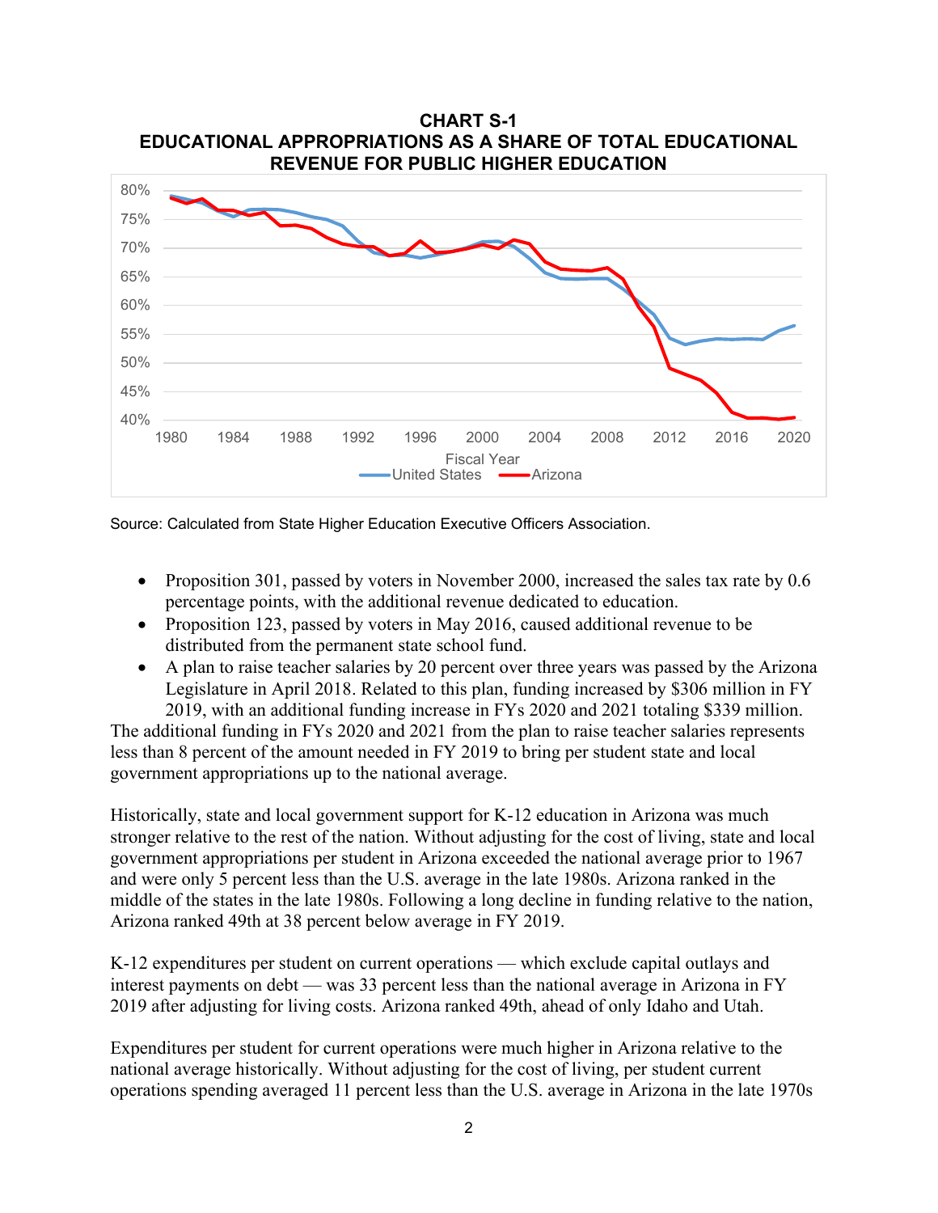**CHART S-1**
**EDUCATIONAL APPROPRIATIONS AS A SHARE OF TOTAL EDUCATIONAL REVENUE FOR PUBLIC HIGHER EDUCATION**

Source: Calculated from State Higher Education Executive Officers Association.

- Proposition 301, passed by voters in November 2000, increased the sales tax rate by 0.6 percentage points, with the additional revenue dedicated to education.
- Proposition 123, passed by voters in May 2016, caused additional revenue to be distributed from the permanent state school fund.
- A plan to raise teacher salaries by 20 percent over three years was passed by the Arizona Legislature in April 2018. Related to this plan, funding increased by $306 million in FY 2019, with an additional funding increase in FYs 2020 and 2021 totaling $339 million.

The additional funding in FYs 2020 and 2021 from the plan to raise teacher salaries represents less than 8 percent of the amount needed in FY 2019 to bring per student state and local government appropriations up to the national average.

Historically, state and local government support for K-12 education in Arizona was much stronger relative to the rest of the nation. Without adjusting for the cost of living, state and local government appropriations per student in Arizona exceeded the national average prior to 1967 and were only 5 percent less than the U.S. average in the late 1980s. Arizona ranked in the middle of the states in the late 1980s. Following a long decline in funding relative to the nation, Arizona ranked 49th at 38 percent below average in FY 2019.

K-12 expenditures per student on current operations — which exclude capital outlays and interest payments on debt — was 33 percent less than the national average in Arizona in FY 2019 after adjusting for living costs. Arizona ranked 49th, ahead of only Idaho and Utah.

Expenditures per student for current operations were much higher in Arizona relative to the national average historically. Without adjusting for the cost of living, per student current operations spending averaged 11 percent less than the U.S. average in Arizona in the late 1970s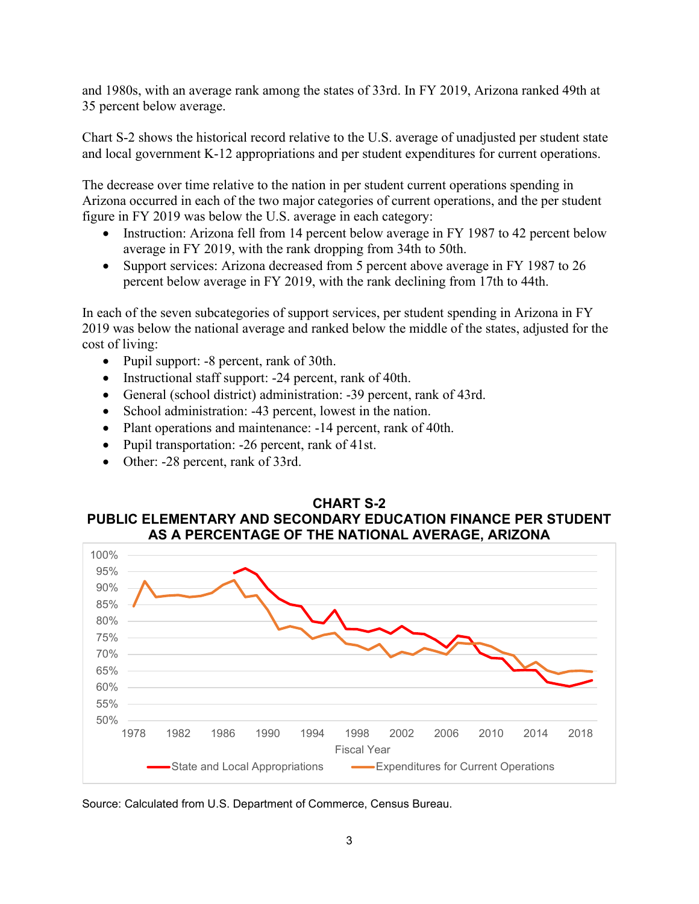and 1980s, with an average rank among the states of 33rd. In FY 2019, Arizona ranked 49th at 35 percent below average.

Chart S-2 shows the historical record relative to the U.S. average of unadjusted per student state and local government K-12 appropriations and per student expenditures for current operations.

The decrease over time relative to the nation in per student current operations spending in Arizona occurred in each of the two major categories of current operations, and the per student figure in FY 2019 was below the U.S. average in each category:

- Instruction: Arizona fell from 14 percent below average in FY 1987 to 42 percent below average in FY 2019, with the rank dropping from 34th to 50th.
- Support services: Arizona decreased from 5 percent above average in FY 1987 to 26 percent below average in FY 2019, with the rank declining from 17th to 44th.

In each of the seven subcategories of support services, per student spending in Arizona in FY 2019 was below the national average and ranked below the middle of the states, adjusted for the cost of living:

- Pupil support: -8 percent, rank of 30th.
- Instructional staff support: -24 percent, rank of 40th.
- General (school district) administration: -39 percent, rank of 43rd.
- School administration: -43 percent, lowest in the nation.
- Plant operations and maintenance: -14 percent, rank of 40th.
- Pupil transportation: -26 percent, rank of 41st.
- Other: -28 percent, rank of 33rd.

**CHART S-2**
**PUBLIC ELEMENTARY AND SECONDARY EDUCATION FINANCE PER STUDENT AS A PERCENTAGE OF THE NATIONAL AVERAGE, ARIZONA**

Source: Calculated from U.S. Department of Commerce, Census Bureau.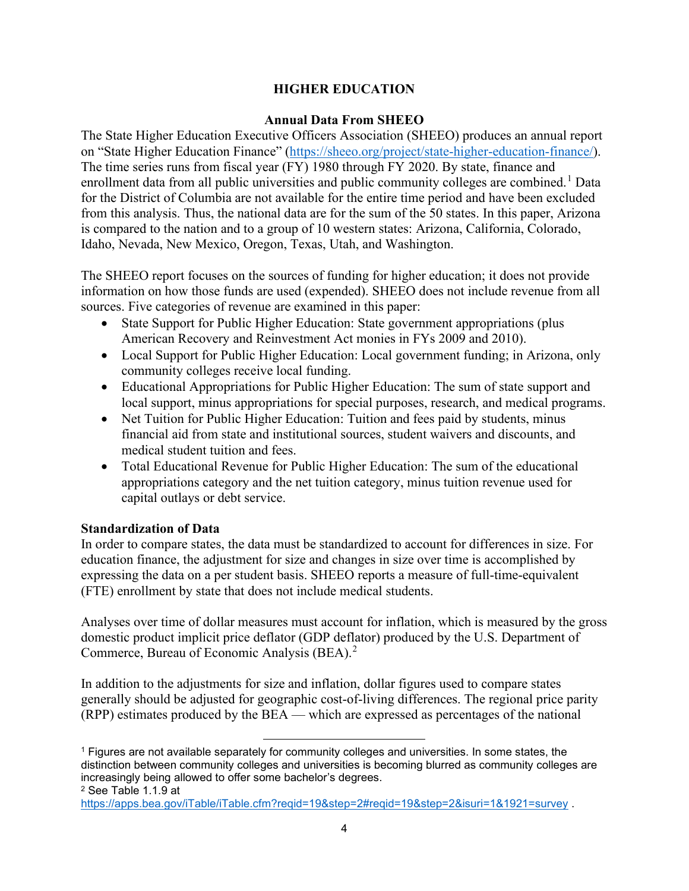# HIGHER EDUCATION

## Annual Data From SHEEO

The State Higher Education Executive Officers Association (SHEEO) produces an annual report on "State Higher Education Finance" (https://sheeo.org/project/state-higher-education-finance/). The time series runs from fiscal year (FY) 1980 through FY 2020. By state, finance and enrollment data from all public universities and public community colleges are combined.[1] Data for the District of Columbia are not available for the entire time period and have been excluded from this analysis. Thus, the national data are for the sum of the 50 states. In this paper, Arizona is compared to the nation and to a group of 10 western states: Arizona, California, Colorado, Idaho, Nevada, New Mexico, Oregon, Texas, Utah, and Washington.

The SHEEO report focuses on the sources of funding for higher education; it does not provide information on how those funds are used (expended). SHEEO does not include revenue from all sources. Five categories of revenue are examined in this paper:

- State Support for Public Higher Education: State government appropriations (plus American Recovery and Reinvestment Act monies in FYs 2009 and 2010).
- Local Support for Public Higher Education: Local government funding; in Arizona, only community colleges receive local funding.
- Educational Appropriations for Public Higher Education: The sum of state support and local support, minus appropriations for special purposes, research, and medical programs.
- Net Tuition for Public Higher Education: Tuition and fees paid by students, minus financial aid from state and institutional sources, student waivers and discounts, and medical student tuition and fees.
- Total Educational Revenue for Public Higher Education: The sum of the educational appropriations category and the net tuition category, minus tuition revenue used for capital outlays or debt service.

### Standardization of Data

In order to compare states, the data must be standardized to account for differences in size. For education finance, the adjustment for size and changes in size over time is accomplished by expressing the data on a per student basis. SHEEO reports a measure of full-time-equivalent (FTE) enrollment by state that does not include medical students.

Analyses over time of dollar measures must account for inflation, which is measured by the gross domestic product implicit price deflator (GDP deflator) produced by the U.S. Department of Commerce, Bureau of Economic Analysis (BEA).[2]

In addition to the adjustments for size and inflation, dollar figures used to compare states generally should be adjusted for geographic cost-of-living differences. The regional price parity (RPP) estimates produced by the BEA — which are expressed as percentages of the national

---

[1] Figures are not available separately for community colleges and universities. In some states, the distinction between community colleges and universities is becoming blurred as community colleges are increasingly being allowed to offer some bachelor's degrees.

[2] See Table 1.1.9 at https://apps.bea.gov/iTable/iTable.cfm?reqid=19&step=2#reqid=19&step=2&isuri=1&1921=survey .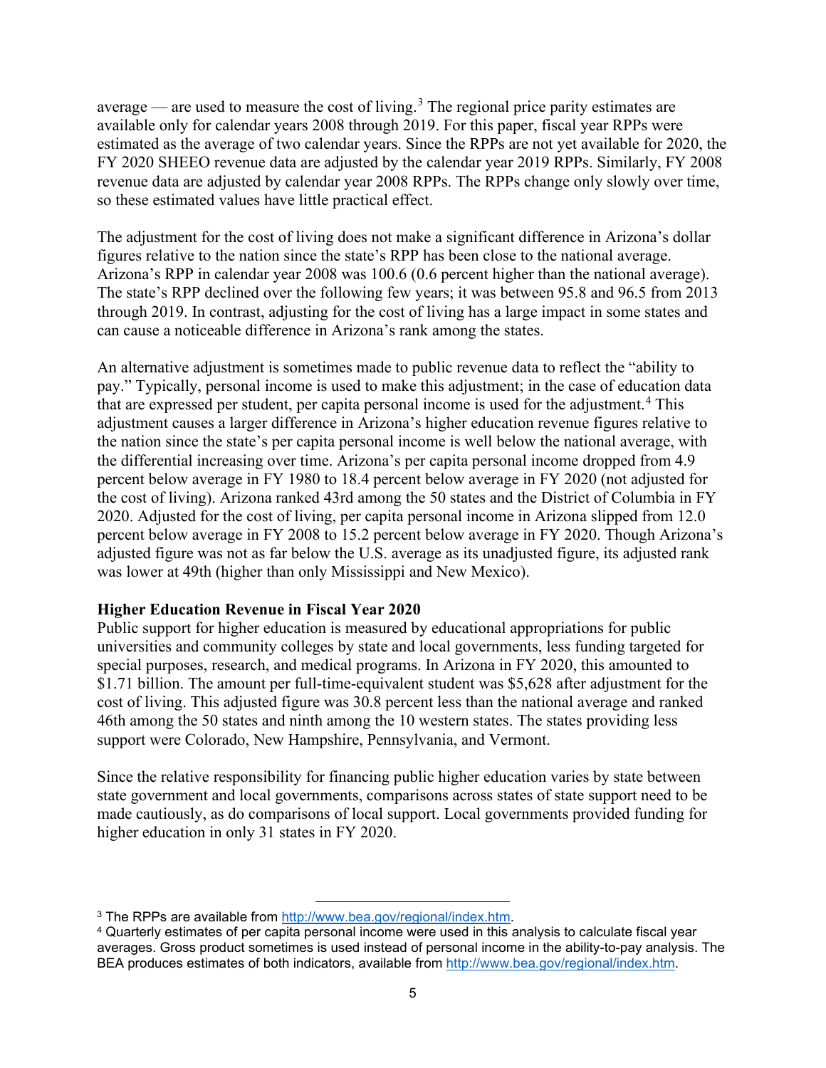average — are used to measure the cost of living.[3] The regional price parity estimates are available only for calendar years 2008 through 2019. For this paper, fiscal year RPPs were estimated as the average of two calendar years. Since the RPPs are not yet available for 2020, the FY 2020 SHEEO revenue data are adjusted by the calendar year 2019 RPPs. Similarly, FY 2008 revenue data are adjusted by calendar year 2008 RPPs. The RPPs change only slowly over time, so these estimated values have little practical effect.

The adjustment for the cost of living does not make a significant difference in Arizona's dollar figures relative to the nation since the state's RPP has been close to the national average. Arizona's RPP in calendar year 2008 was 100.6 (0.6 percent higher than the national average). The state's RPP declined over the following few years; it was between 95.8 and 96.5 from 2013 through 2019. In contrast, adjusting for the cost of living has a large impact in some states and can cause a noticeable difference in Arizona's rank among the states.

An alternative adjustment is sometimes made to public revenue data to reflect the "ability to pay." Typically, personal income is used to make this adjustment; in the case of education data that are expressed per student, per capita personal income is used for the adjustment.[4] This adjustment causes a larger difference in Arizona's higher education revenue figures relative to the nation since the state's per capita personal income is well below the national average, with the differential increasing over time. Arizona's per capita personal income dropped from 4.9 percent below average in FY 1980 to 18.4 percent below average in FY 2020 (not adjusted for the cost of living). Arizona ranked 43rd among the 50 states and the District of Columbia in FY 2020. Adjusted for the cost of living, per capita personal income in Arizona slipped from 12.0 percent below average in FY 2008 to 15.2 percent below average in FY 2020. Though Arizona's adjusted figure was not as far below the U.S. average as its unadjusted figure, its adjusted rank was lower at 49th (higher than only Mississippi and New Mexico).

**Higher Education Revenue in Fiscal Year 2020**

Public support for higher education is measured by educational appropriations for public universities and community colleges by state and local governments, less funding targeted for special purposes, research, and medical programs. In Arizona in FY 2020, this amounted to $1.71 billion. The amount per full-time-equivalent student was $5,628 after adjustment for the cost of living. This adjusted figure was 30.8 percent less than the national average and ranked 46th among the 50 states and ninth among the 10 western states. The states providing less support were Colorado, New Hampshire, Pennsylvania, and Vermont.

Since the relative responsibility for financing public higher education varies by state between state government and local governments, comparisons across states of state support need to be made cautiously, as do comparisons of local support. Local governments provided funding for higher education in only 31 states in FY 2020.

---

[3] The RPPs are available from http://www.bea.gov/regional/index.htm.

[4] Quarterly estimates of per capita personal income were used in this analysis to calculate fiscal year averages. Gross product sometimes is used instead of personal income in the ability-to-pay analysis. The BEA produces estimates of both indicators, available from http://www.bea.gov/regional/index.htm.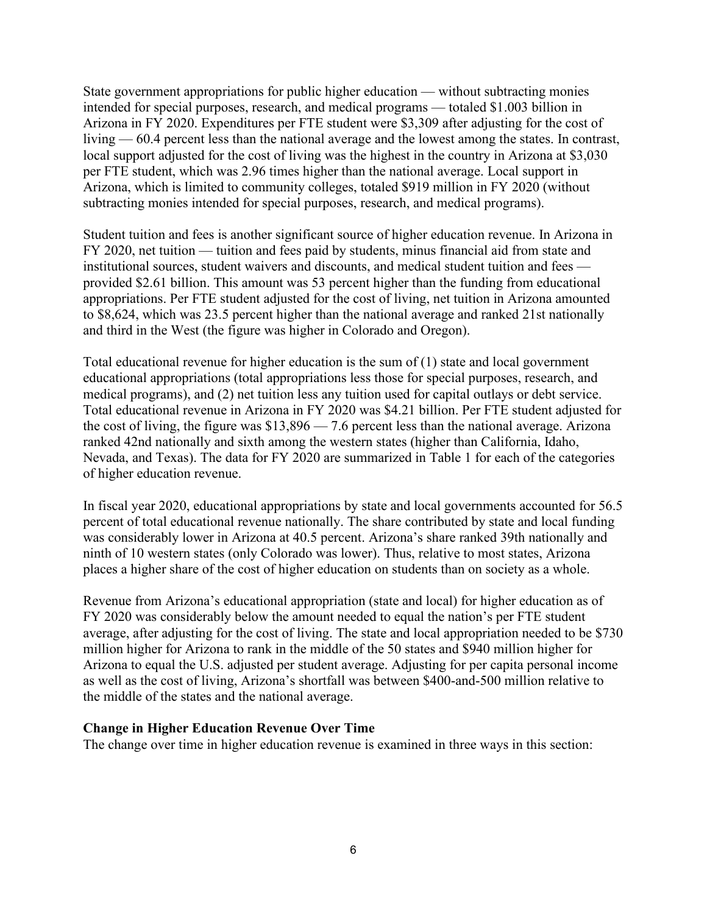State government appropriations for public higher education — without subtracting monies intended for special purposes, research, and medical programs — totaled $1.003 billion in Arizona in FY 2020. Expenditures per FTE student were $3,309 after adjusting for the cost of living — 60.4 percent less than the national average and the lowest among the states. In contrast, local support adjusted for the cost of living was the highest in the country in Arizona at $3,030 per FTE student, which was 2.96 times higher than the national average. Local support in Arizona, which is limited to community colleges, totaled $919 million in FY 2020 (without subtracting monies intended for special purposes, research, and medical programs).

Student tuition and fees is another significant source of higher education revenue. In Arizona in FY 2020, net tuition — tuition and fees paid by students, minus financial aid from state and institutional sources, student waivers and discounts, and medical student tuition and fees — provided $2.61 billion. This amount was 53 percent higher than the funding from educational appropriations. Per FTE student adjusted for the cost of living, net tuition in Arizona amounted to $8,624, which was 23.5 percent higher than the national average and ranked 21st nationally and third in the West (the figure was higher in Colorado and Oregon).

Total educational revenue for higher education is the sum of (1) state and local government educational appropriations (total appropriations less those for special purposes, research, and medical programs), and (2) net tuition less any tuition used for capital outlays or debt service. Total educational revenue in Arizona in FY 2020 was $4.21 billion. Per FTE student adjusted for the cost of living, the figure was $13,896 — 7.6 percent less than the national average. Arizona ranked 42nd nationally and sixth among the western states (higher than California, Idaho, Nevada, and Texas). The data for FY 2020 are summarized in Table 1 for each of the categories of higher education revenue.

In fiscal year 2020, educational appropriations by state and local governments accounted for 56.5 percent of total educational revenue nationally. The share contributed by state and local funding was considerably lower in Arizona at 40.5 percent. Arizona's share ranked 39th nationally and ninth of 10 western states (only Colorado was lower). Thus, relative to most states, Arizona places a higher share of the cost of higher education on students than on society as a whole.

Revenue from Arizona's educational appropriation (state and local) for higher education as of FY 2020 was considerably below the amount needed to equal the nation's per FTE student average, after adjusting for the cost of living. The state and local appropriation needed to be $730 million higher for Arizona to rank in the middle of the 50 states and $940 million higher for Arizona to equal the U.S. adjusted per student average. Adjusting for per capita personal income as well as the cost of living, Arizona's shortfall was between $400-and-500 million relative to the middle of the states and the national average.

**Change in Higher Education Revenue Over Time**

The change over time in higher education revenue is examined in three ways in this section: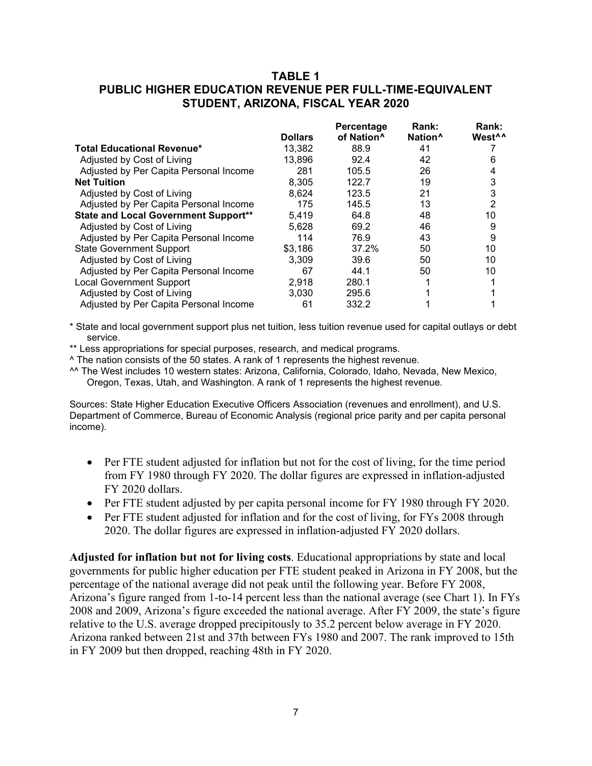# TABLE 1
# PUBLIC HIGHER EDUCATION REVENUE PER FULL-TIME-EQUIVALENT STUDENT, ARIZONA, FISCAL YEAR 2020

| | Dollars | Percentage of Nation^ | Rank: Nation^ | Rank: West^^ |
|---|---|---|---|---|
| **Total Educational Revenue*** | 13,382 | 88.9 | 41 | 7 |
| Adjusted by Cost of Living | 13,896 | 92.4 | 42 | 6 |
| Adjusted by Per Capita Personal Income | 281 | 105.5 | 26 | 4 |
| **Net Tuition** | 8,305 | 122.7 | 19 | 3 |
| Adjusted by Cost of Living | 8,624 | 123.5 | 21 | 3 |
| Adjusted by Per Capita Personal Income | 175 | 145.5 | 13 | 2 |
| **State and Local Government Support**** | 5,419 | 64.8 | 48 | 10 |
| Adjusted by Cost of Living | 5,628 | 69.2 | 46 | 9 |
| Adjusted by Per Capita Personal Income | 114 | 76.9 | 43 | 9 |
| State Government Support | $3,186 | 37.2% | 50 | 10 |
| Adjusted by Cost of Living | 3,309 | 39.6 | 50 | 10 |
| Adjusted by Per Capita Personal Income | 67 | 44.1 | 50 | 10 |
| Local Government Support | 2,918 | 280.1 | 1 | 1 |
| Adjusted by Cost of Living | 3,030 | 295.6 | 1 | 1 |
| Adjusted by Per Capita Personal Income | 61 | 332.2 | 1 | 1 |

\* State and local government support plus net tuition, less tuition revenue used for capital outlays or debt service.

** Less appropriations for special purposes, research, and medical programs.

^ The nation consists of the 50 states. A rank of 1 represents the highest revenue.

^^ The West includes 10 western states: Arizona, California, Colorado, Idaho, Nevada, New Mexico, Oregon, Texas, Utah, and Washington. A rank of 1 represents the highest revenue.

Sources: State Higher Education Executive Officers Association (revenues and enrollment), and U.S. Department of Commerce, Bureau of Economic Analysis (regional price parity and per capita personal income).

- Per FTE student adjusted for inflation but not for the cost of living, for the time period from FY 1980 through FY 2020. The dollar figures are expressed in inflation-adjusted FY 2020 dollars.
- Per FTE student adjusted by per capita personal income for FY 1980 through FY 2020.
- Per FTE student adjusted for inflation and for the cost of living, for FYs 2008 through 2020. The dollar figures are expressed in inflation-adjusted FY 2020 dollars.

**Adjusted for inflation but not for living costs**. Educational appropriations by state and local governments for public higher education per FTE student peaked in Arizona in FY 2008, but the percentage of the national average did not peak until the following year. Before FY 2008, Arizona's figure ranged from 1-to-14 percent less than the national average (see Chart 1). In FYs 2008 and 2009, Arizona's figure exceeded the national average. After FY 2009, the state's figure relative to the U.S. average dropped precipitously to 35.2 percent below average in FY 2020. Arizona ranked between 21st and 37th between FYs 1980 and 2007. The rank improved to 15th in FY 2009 but then dropped, reaching 48th in FY 2020.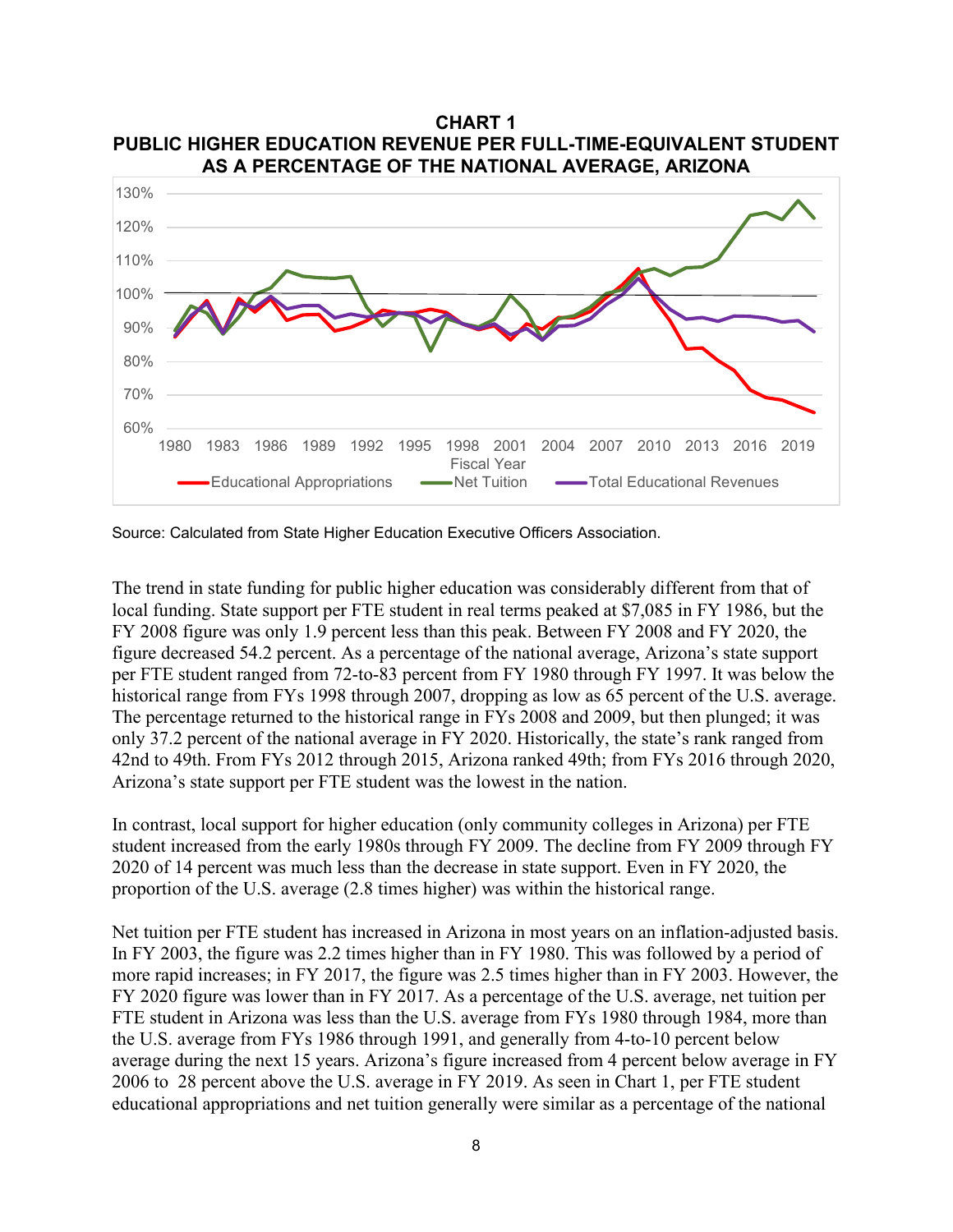**CHART 1**
**PUBLIC HIGHER EDUCATION REVENUE PER FULL-TIME-EQUIVALENT STUDENT AS A PERCENTAGE OF THE NATIONAL AVERAGE, ARIZONA**

Source: Calculated from State Higher Education Executive Officers Association.

The trend in state funding for public higher education was considerably different from that of local funding. State support per FTE student in real terms peaked at $7,085 in FY 1986, but the FY 2008 figure was only 1.9 percent less than this peak. Between FY 2008 and FY 2020, the figure decreased 54.2 percent. As a percentage of the national average, Arizona's state support per FTE student ranged from 72-to-83 percent from FY 1980 through FY 1997. It was below the historical range from FYs 1998 through 2007, dropping as low as 65 percent of the U.S. average. The percentage returned to the historical range in FYs 2008 and 2009, but then plunged; it was only 37.2 percent of the national average in FY 2020. Historically, the state's rank ranged from 42nd to 49th. From FYs 2012 through 2015, Arizona ranked 49th; from FYs 2016 through 2020, Arizona's state support per FTE student was the lowest in the nation.

In contrast, local support for higher education (only community colleges in Arizona) per FTE student increased from the early 1980s through FY 2009. The decline from FY 2009 through FY 2020 of 14 percent was much less than the decrease in state support. Even in FY 2020, the proportion of the U.S. average (2.8 times higher) was within the historical range.

Net tuition per FTE student has increased in Arizona in most years on an inflation-adjusted basis. In FY 2003, the figure was 2.2 times higher than in FY 1980. This was followed by a period of more rapid increases; in FY 2017, the figure was 2.5 times higher than in FY 2003. However, the FY 2020 figure was lower than in FY 2017. As a percentage of the U.S. average, net tuition per FTE student in Arizona was less than the U.S. average from FYs 1980 through 1984, more than the U.S. average from FYs 1986 through 1991, and generally from 4-to-10 percent below average during the next 15 years. Arizona's figure increased from 4 percent below average in FY 2006 to 28 percent above the U.S. average in FY 2019. As seen in Chart 1, per FTE student educational appropriations and net tuition generally were similar as a percentage of the national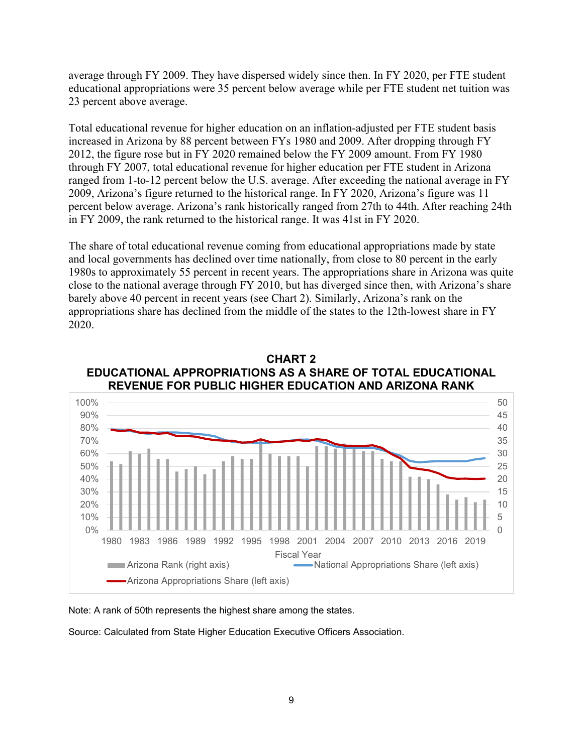average through FY 2009. They have dispersed widely since then. In FY 2020, per FTE student educational appropriations were 35 percent below average while per FTE student net tuition was 23 percent above average.

Total educational revenue for higher education on an inflation-adjusted per FTE student basis increased in Arizona by 88 percent between FYs 1980 and 2009. After dropping through FY 2012, the figure rose but in FY 2020 remained below the FY 2009 amount. From FY 1980 through FY 2007, total educational revenue for higher education per FTE student in Arizona ranged from 1-to-12 percent below the U.S. average. After exceeding the national average in FY 2009, Arizona's figure returned to the historical range. In FY 2020, Arizona's figure was 11 percent below average. Arizona's rank historically ranged from 27th to 44th. After reaching 24th in FY 2009, the rank returned to the historical range. It was 41st in FY 2020.

The share of total educational revenue coming from educational appropriations made by state and local governments has declined over time nationally, from close to 80 percent in the early 1980s to approximately 55 percent in recent years. The appropriations share in Arizona was quite close to the national average through FY 2010, but has diverged since then, with Arizona's share barely above 40 percent in recent years (see Chart 2). Similarly, Arizona's rank on the appropriations share has declined from the middle of the states to the 12th-lowest share in FY 2020.

**CHART 2**
**EDUCATIONAL APPROPRIATIONS AS A SHARE OF TOTAL EDUCATIONAL REVENUE FOR PUBLIC HIGHER EDUCATION AND ARIZONA RANK**

Note: A rank of 50th represents the highest share among the states.

Source: Calculated from State Higher Education Executive Officers Association.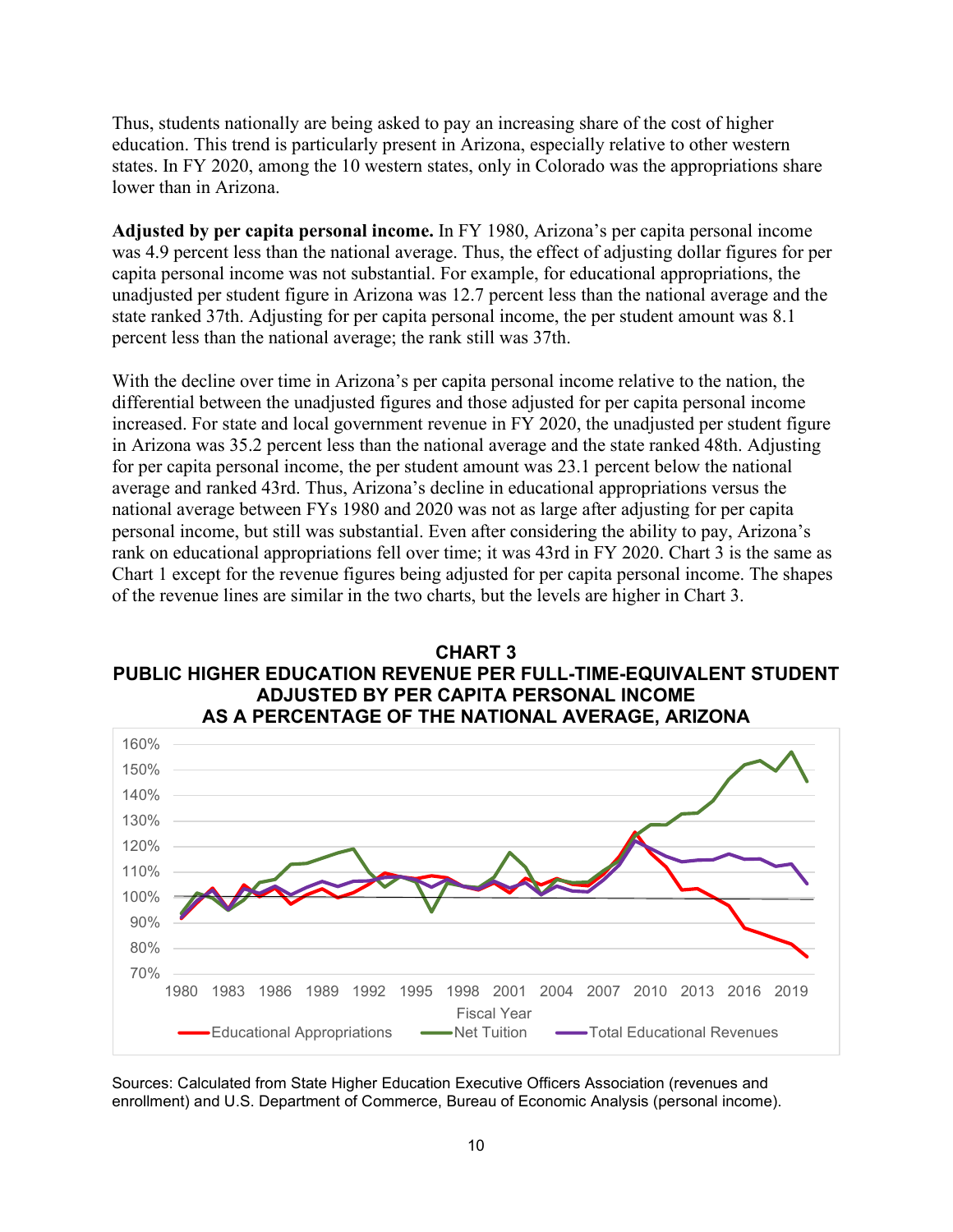Thus, students nationally are being asked to pay an increasing share of the cost of higher education. This trend is particularly present in Arizona, especially relative to other western states. In FY 2020, among the 10 western states, only in Colorado was the appropriations share lower than in Arizona.

**Adjusted by per capita personal income.** In FY 1980, Arizona's per capita personal income was 4.9 percent less than the national average. Thus, the effect of adjusting dollar figures for per capita personal income was not substantial. For example, for educational appropriations, the unadjusted per student figure in Arizona was 12.7 percent less than the national average and the state ranked 37th. Adjusting for per capita personal income, the per student amount was 8.1 percent less than the national average; the rank still was 37th.

With the decline over time in Arizona's per capita personal income relative to the nation, the differential between the unadjusted figures and those adjusted for per capita personal income increased. For state and local government revenue in FY 2020, the unadjusted per student figure in Arizona was 35.2 percent less than the national average and the state ranked 48th. Adjusting for per capita personal income, the per student amount was 23.1 percent below the national average and ranked 43rd. Thus, Arizona's decline in educational appropriations versus the national average between FYs 1980 and 2020 was not as large after adjusting for per capita personal income, but still was substantial. Even after considering the ability to pay, Arizona's rank on educational appropriations fell over time; it was 43rd in FY 2020. Chart 3 is the same as Chart 1 except for the revenue figures being adjusted for per capita personal income. The shapes of the revenue lines are similar in the two charts, but the levels are higher in Chart 3.

**CHART 3**
**PUBLIC HIGHER EDUCATION REVENUE PER FULL-TIME-EQUIVALENT STUDENT ADJUSTED BY PER CAPITA PERSONAL INCOME AS A PERCENTAGE OF THE NATIONAL AVERAGE, ARIZONA**

Sources: Calculated from State Higher Education Executive Officers Association (revenues and enrollment) and U.S. Department of Commerce, Bureau of Economic Analysis (personal income).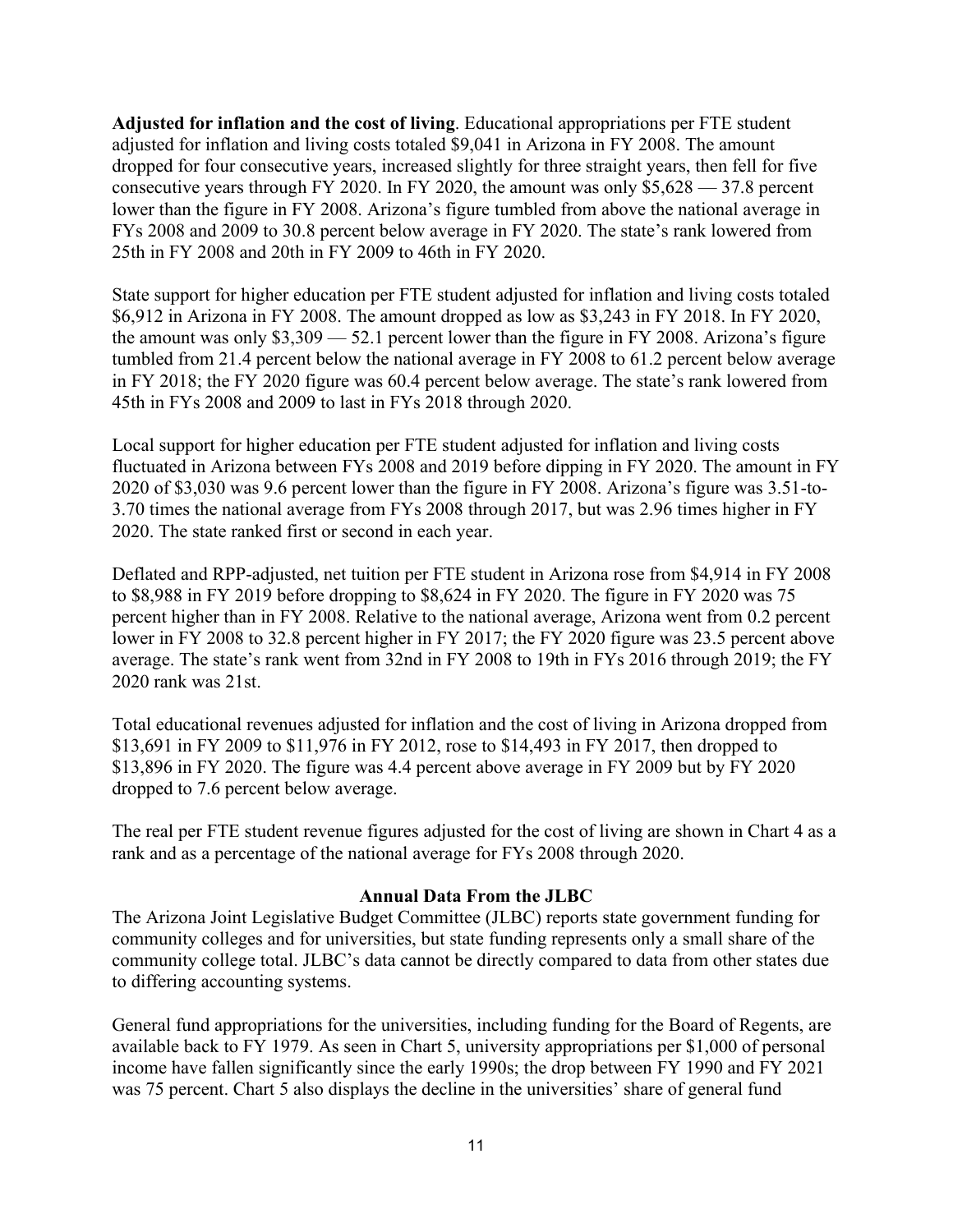**Adjusted for inflation and the cost of living**. Educational appropriations per FTE student adjusted for inflation and living costs totaled $9,041 in Arizona in FY 2008. The amount dropped for four consecutive years, increased slightly for three straight years, then fell for five consecutive years through FY 2020. In FY 2020, the amount was only $5,628 — 37.8 percent lower than the figure in FY 2008. Arizona's figure tumbled from above the national average in FYs 2008 and 2009 to 30.8 percent below average in FY 2020. The state's rank lowered from 25th in FY 2008 and 20th in FY 2009 to 46th in FY 2020.

State support for higher education per FTE student adjusted for inflation and living costs totaled $6,912 in Arizona in FY 2008. The amount dropped as low as $3,243 in FY 2018. In FY 2020, the amount was only $3,309 — 52.1 percent lower than the figure in FY 2008. Arizona's figure tumbled from 21.4 percent below the national average in FY 2008 to 61.2 percent below average in FY 2018; the FY 2020 figure was 60.4 percent below average. The state's rank lowered from 45th in FYs 2008 and 2009 to last in FYs 2018 through 2020.

Local support for higher education per FTE student adjusted for inflation and living costs fluctuated in Arizona between FYs 2008 and 2019 before dipping in FY 2020. The amount in FY 2020 of $3,030 was 9.6 percent lower than the figure in FY 2008. Arizona's figure was 3.51-to-3.70 times the national average from FYs 2008 through 2017, but was 2.96 times higher in FY 2020. The state ranked first or second in each year.

Deflated and RPP-adjusted, net tuition per FTE student in Arizona rose from $4,914 in FY 2008 to $8,988 in FY 2019 before dropping to $8,624 in FY 2020. The figure in FY 2020 was 75 percent higher than in FY 2008. Relative to the national average, Arizona went from 0.2 percent lower in FY 2008 to 32.8 percent higher in FY 2017; the FY 2020 figure was 23.5 percent above average. The state's rank went from 32nd in FY 2008 to 19th in FYs 2016 through 2019; the FY 2020 rank was 21st.

Total educational revenues adjusted for inflation and the cost of living in Arizona dropped from $13,691 in FY 2009 to $11,976 in FY 2012, rose to $14,493 in FY 2017, then dropped to $13,896 in FY 2020. The figure was 4.4 percent above average in FY 2009 but by FY 2020 dropped to 7.6 percent below average.

The real per FTE student revenue figures adjusted for the cost of living are shown in Chart 4 as a rank and as a percentage of the national average for FYs 2008 through 2020.

### Annual Data From the JLBC

The Arizona Joint Legislative Budget Committee (JLBC) reports state government funding for community colleges and for universities, but state funding represents only a small share of the community college total. JLBC's data cannot be directly compared to data from other states due to differing accounting systems.

General fund appropriations for the universities, including funding for the Board of Regents, are available back to FY 1979. As seen in Chart 5, university appropriations per $1,000 of personal income have fallen significantly since the early 1990s; the drop between FY 1990 and FY 2021 was 75 percent. Chart 5 also displays the decline in the universities' share of general fund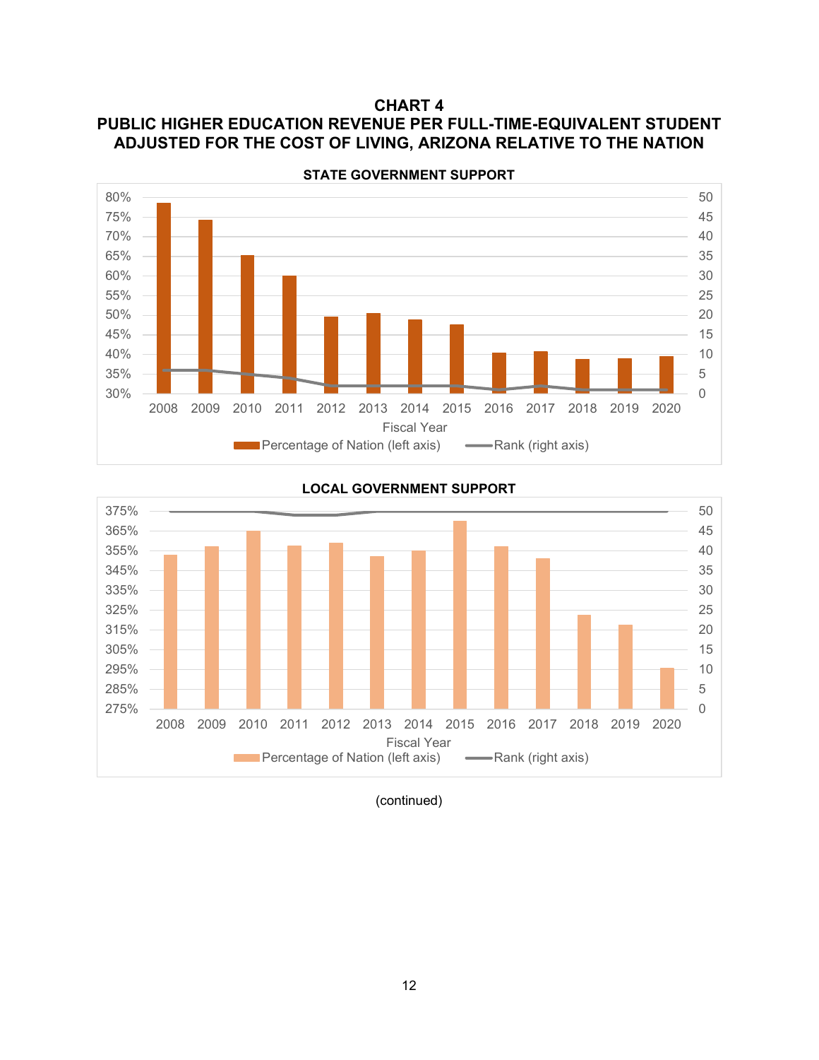# CHART 4
## PUBLIC HIGHER EDUCATION REVENUE PER FULL-TIME-EQUIVALENT STUDENT ADJUSTED FOR THE COST OF LIVING, ARIZONA RELATIVE TO THE NATION

**STATE GOVERNMENT SUPPORT**

**LOCAL GOVERNMENT SUPPORT**

(continued)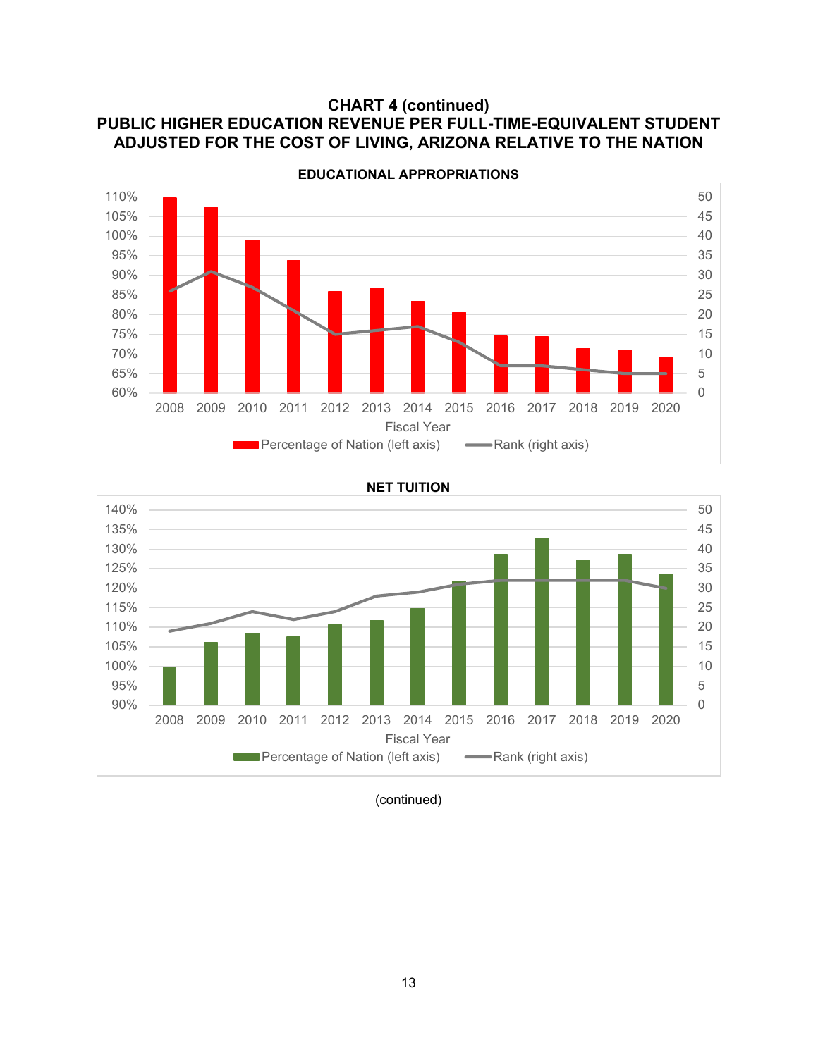# CHART 4 (continued)
# PUBLIC HIGHER EDUCATION REVENUE PER FULL-TIME-EQUIVALENT STUDENT ADJUSTED FOR THE COST OF LIVING, ARIZONA RELATIVE TO THE NATION

**EDUCATIONAL APPROPRIATIONS**

Left axis: 60%–110%; Right axis: 0–50

Fiscal Year: 2008, 2009, 2010, 2011, 2012, 2013, 2014, 2015, 2016, 2017, 2018, 2019, 2020

Percentage of Nation (left axis) — Rank (right axis)

**NET TUITION**

Left axis: 90%–140%; Right axis: 0–50

Fiscal Year: 2008, 2009, 2010, 2011, 2012, 2013, 2014, 2015, 2016, 2017, 2018, 2019, 2020

Percentage of Nation (left axis) — Rank (right axis)

(continued)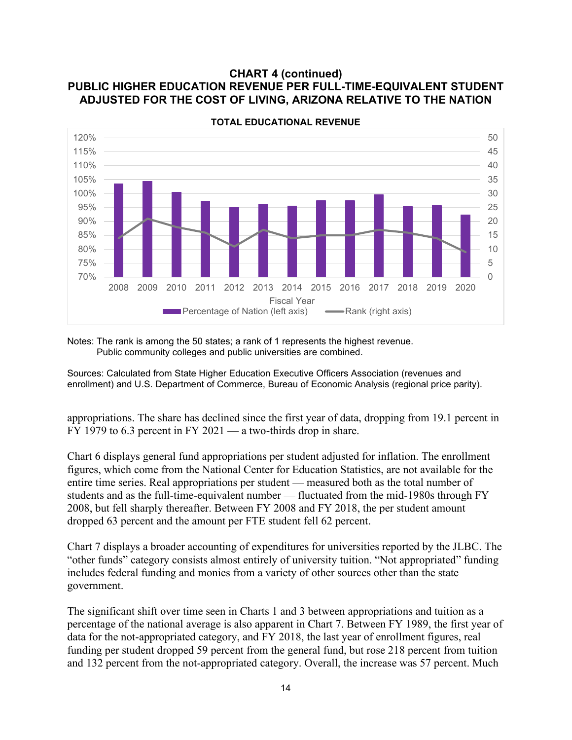## CHART 4 (continued)
## PUBLIC HIGHER EDUCATION REVENUE PER FULL-TIME-EQUIVALENT STUDENT ADJUSTED FOR THE COST OF LIVING, ARIZONA RELATIVE TO THE NATION

**TOTAL EDUCATIONAL REVENUE**

Notes: The rank is among the 50 states; a rank of 1 represents the highest revenue.
Public community colleges and public universities are combined.

Sources: Calculated from State Higher Education Executive Officers Association (revenues and enrollment) and U.S. Department of Commerce, Bureau of Economic Analysis (regional price parity).

appropriations. The share has declined since the first year of data, dropping from 19.1 percent in FY 1979 to 6.3 percent in FY 2021 — a two-thirds drop in share.

Chart 6 displays general fund appropriations per student adjusted for inflation. The enrollment figures, which come from the National Center for Education Statistics, are not available for the entire time series. Real appropriations per student — measured both as the total number of students and as the full-time-equivalent number — fluctuated from the mid-1980s through FY 2008, but fell sharply thereafter. Between FY 2008 and FY 2018, the per student amount dropped 63 percent and the amount per FTE student fell 62 percent.

Chart 7 displays a broader accounting of expenditures for universities reported by the JLBC. The "other funds" category consists almost entirely of university tuition. "Not appropriated" funding includes federal funding and monies from a variety of other sources other than the state government.

The significant shift over time seen in Charts 1 and 3 between appropriations and tuition as a percentage of the national average is also apparent in Chart 7. Between FY 1989, the first year of data for the not-appropriated category, and FY 2018, the last year of enrollment figures, real funding per student dropped 59 percent from the general fund, but rose 218 percent from tuition and 132 percent from the not-appropriated category. Overall, the increase was 57 percent. Much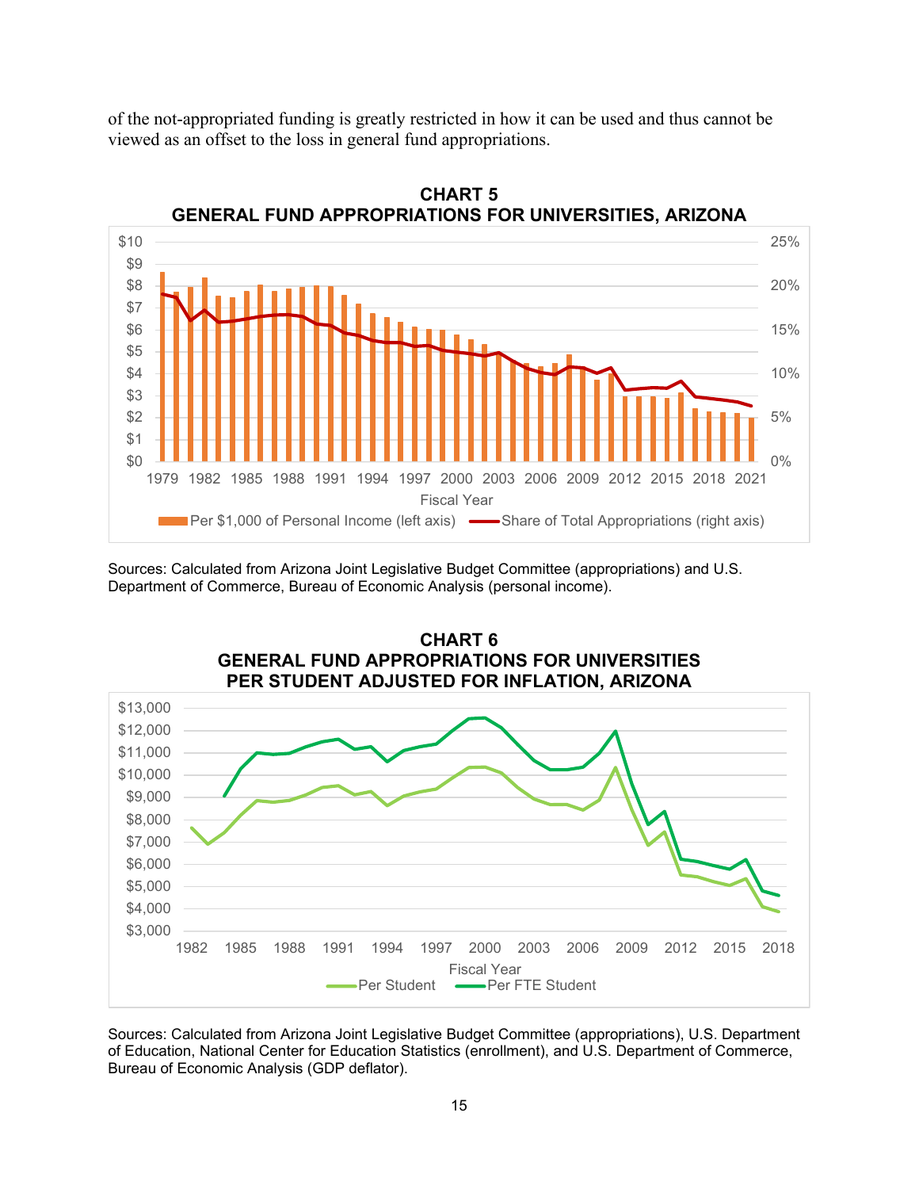of the not-appropriated funding is greatly restricted in how it can be used and thus cannot be viewed as an offset to the loss in general fund appropriations.

**CHART 5**
**GENERAL FUND APPROPRIATIONS FOR UNIVERSITIES, ARIZONA**

Sources: Calculated from Arizona Joint Legislative Budget Committee (appropriations) and U.S. Department of Commerce, Bureau of Economic Analysis (personal income).

**CHART 6**
**GENERAL FUND APPROPRIATIONS FOR UNIVERSITIES PER STUDENT ADJUSTED FOR INFLATION, ARIZONA**

Sources: Calculated from Arizona Joint Legislative Budget Committee (appropriations), U.S. Department of Education, National Center for Education Statistics (enrollment), and U.S. Department of Commerce, Bureau of Economic Analysis (GDP deflator).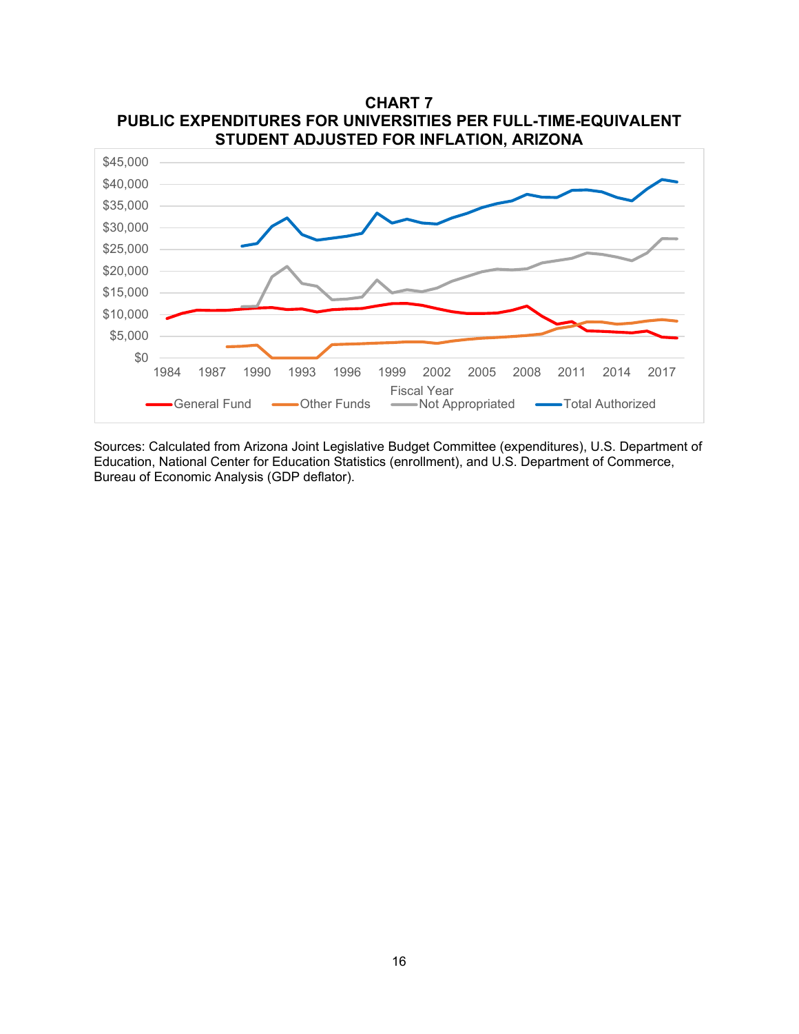**CHART 7**
**PUBLIC EXPENDITURES FOR UNIVERSITIES PER FULL-TIME-EQUIVALENT STUDENT ADJUSTED FOR INFLATION, ARIZONA**

Sources: Calculated from Arizona Joint Legislative Budget Committee (expenditures), U.S. Department of Education, National Center for Education Statistics (enrollment), and U.S. Department of Commerce, Bureau of Economic Analysis (GDP deflator).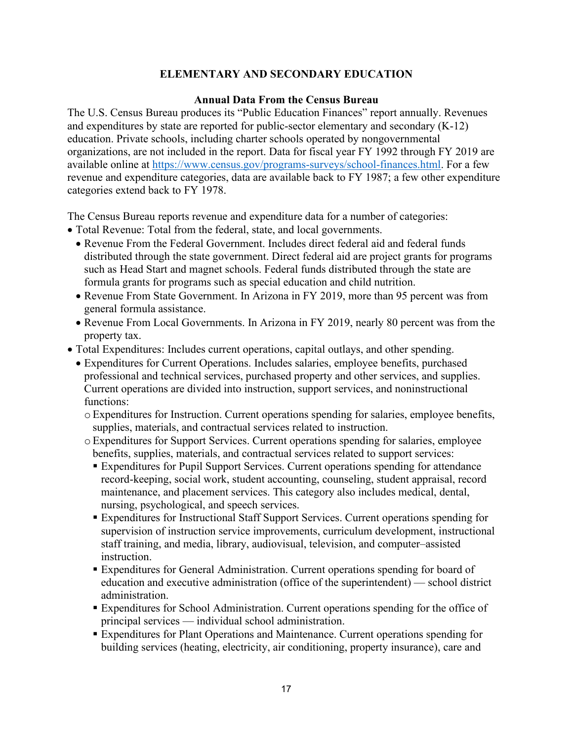## ELEMENTARY AND SECONDARY EDUCATION

### Annual Data From the Census Bureau

The U.S. Census Bureau produces its "Public Education Finances" report annually. Revenues and expenditures by state are reported for public-sector elementary and secondary (K-12) education. Private schools, including charter schools operated by nongovernmental organizations, are not included in the report. Data for fiscal year FY 1992 through FY 2019 are available online at https://www.census.gov/programs-surveys/school-finances.html. For a few revenue and expenditure categories, data are available back to FY 1987; a few other expenditure categories extend back to FY 1978.

The Census Bureau reports revenue and expenditure data for a number of categories:

- Total Revenue: Total from the federal, state, and local governments.
  - Revenue From the Federal Government. Includes direct federal aid and federal funds distributed through the state government. Direct federal aid are project grants for programs such as Head Start and magnet schools. Federal funds distributed through the state are formula grants for programs such as special education and child nutrition.
  - Revenue From State Government. In Arizona in FY 2019, more than 95 percent was from general formula assistance.
  - Revenue From Local Governments. In Arizona in FY 2019, nearly 80 percent was from the property tax.
- Total Expenditures: Includes current operations, capital outlays, and other spending.
  - Expenditures for Current Operations. Includes salaries, employee benefits, purchased professional and technical services, purchased property and other services, and supplies. Current operations are divided into instruction, support services, and noninstructional functions:
    - Expenditures for Instruction. Current operations spending for salaries, employee benefits, supplies, materials, and contractual services related to instruction.
    - Expenditures for Support Services. Current operations spending for salaries, employee benefits, supplies, materials, and contractual services related to support services:
      - Expenditures for Pupil Support Services. Current operations spending for attendance record-keeping, social work, student accounting, counseling, student appraisal, record maintenance, and placement services. This category also includes medical, dental, nursing, psychological, and speech services.
      - Expenditures for Instructional Staff Support Services. Current operations spending for supervision of instruction service improvements, curriculum development, instructional staff training, and media, library, audiovisual, television, and computer–assisted instruction.
      - Expenditures for General Administration. Current operations spending for board of education and executive administration (office of the superintendent) — school district administration.
      - Expenditures for School Administration. Current operations spending for the office of principal services — individual school administration.
      - Expenditures for Plant Operations and Maintenance. Current operations spending for building services (heating, electricity, air conditioning, property insurance), care and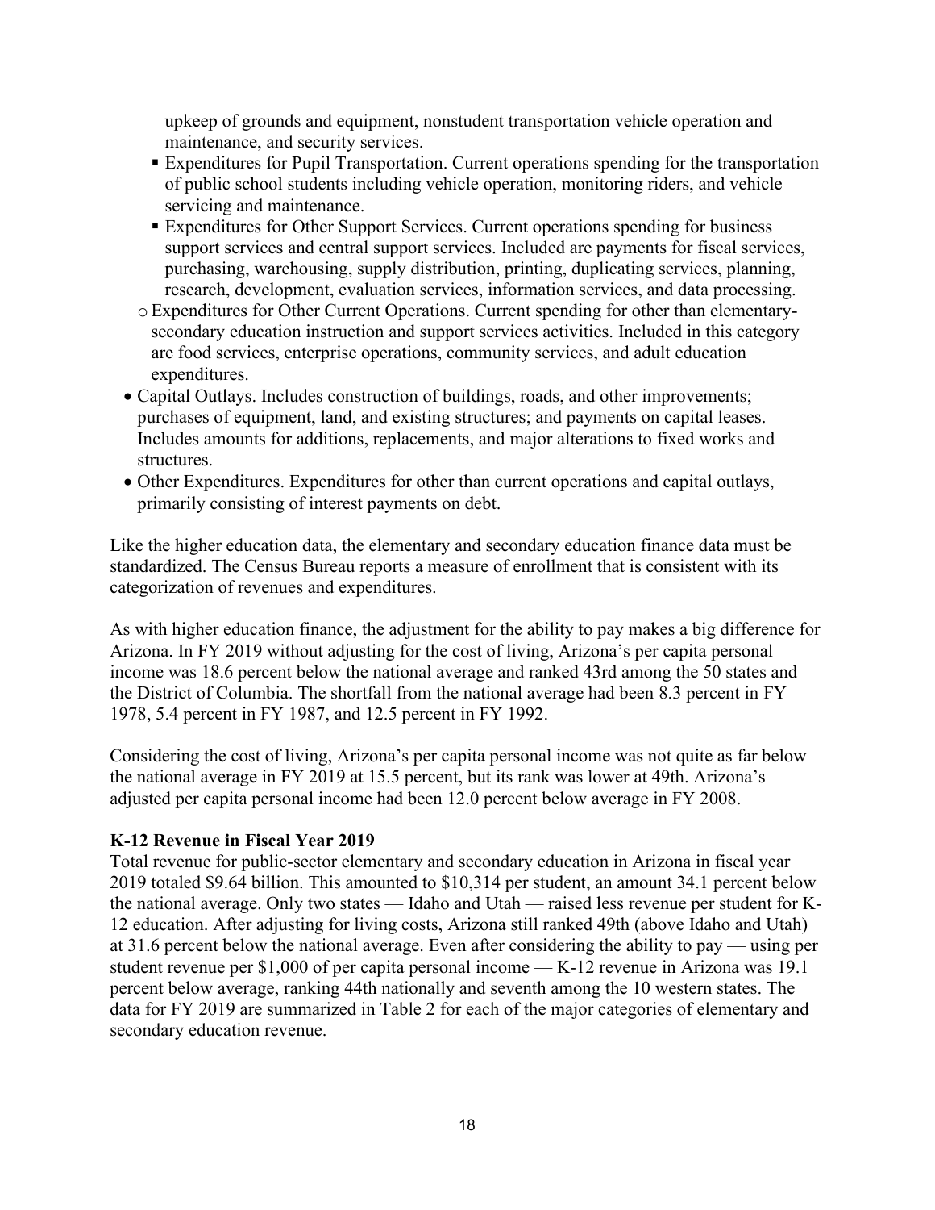upkeep of grounds and equipment, nonstudent transportation vehicle operation and maintenance, and security services.

        - Expenditures for Pupil Transportation. Current operations spending for the transportation of public school students including vehicle operation, monitoring riders, and vehicle servicing and maintenance.
        - Expenditures for Other Support Services. Current operations spending for business support services and central support services. Included are payments for fiscal services, purchasing, warehousing, supply distribution, printing, duplicating services, planning, research, development, evaluation services, information services, and data processing.
    - Expenditures for Other Current Operations. Current spending for other than elementary-secondary education instruction and support services activities. Included in this category are food services, enterprise operations, community services, and adult education expenditures.
- Capital Outlays. Includes construction of buildings, roads, and other improvements; purchases of equipment, land, and existing structures; and payments on capital leases. Includes amounts for additions, replacements, and major alterations to fixed works and structures.
- Other Expenditures. Expenditures for other than current operations and capital outlays, primarily consisting of interest payments on debt.

Like the higher education data, the elementary and secondary education finance data must be standardized. The Census Bureau reports a measure of enrollment that is consistent with its categorization of revenues and expenditures.

As with higher education finance, the adjustment for the ability to pay makes a big difference for Arizona. In FY 2019 without adjusting for the cost of living, Arizona's per capita personal income was 18.6 percent below the national average and ranked 43rd among the 50 states and the District of Columbia. The shortfall from the national average had been 8.3 percent in FY 1978, 5.4 percent in FY 1987, and 12.5 percent in FY 1992.

Considering the cost of living, Arizona's per capita personal income was not quite as far below the national average in FY 2019 at 15.5 percent, but its rank was lower at 49th. Arizona's adjusted per capita personal income had been 12.0 percent below average in FY 2008.

**K-12 Revenue in Fiscal Year 2019**

Total revenue for public-sector elementary and secondary education in Arizona in fiscal year 2019 totaled $9.64 billion. This amounted to $10,314 per student, an amount 34.1 percent below the national average. Only two states — Idaho and Utah — raised less revenue per student for K-12 education. After adjusting for living costs, Arizona still ranked 49th (above Idaho and Utah) at 31.6 percent below the national average. Even after considering the ability to pay — using per student revenue per $1,000 of per capita personal income — K-12 revenue in Arizona was 19.1 percent below average, ranking 44th nationally and seventh among the 10 western states. The data for FY 2019 are summarized in Table 2 for each of the major categories of elementary and secondary education revenue.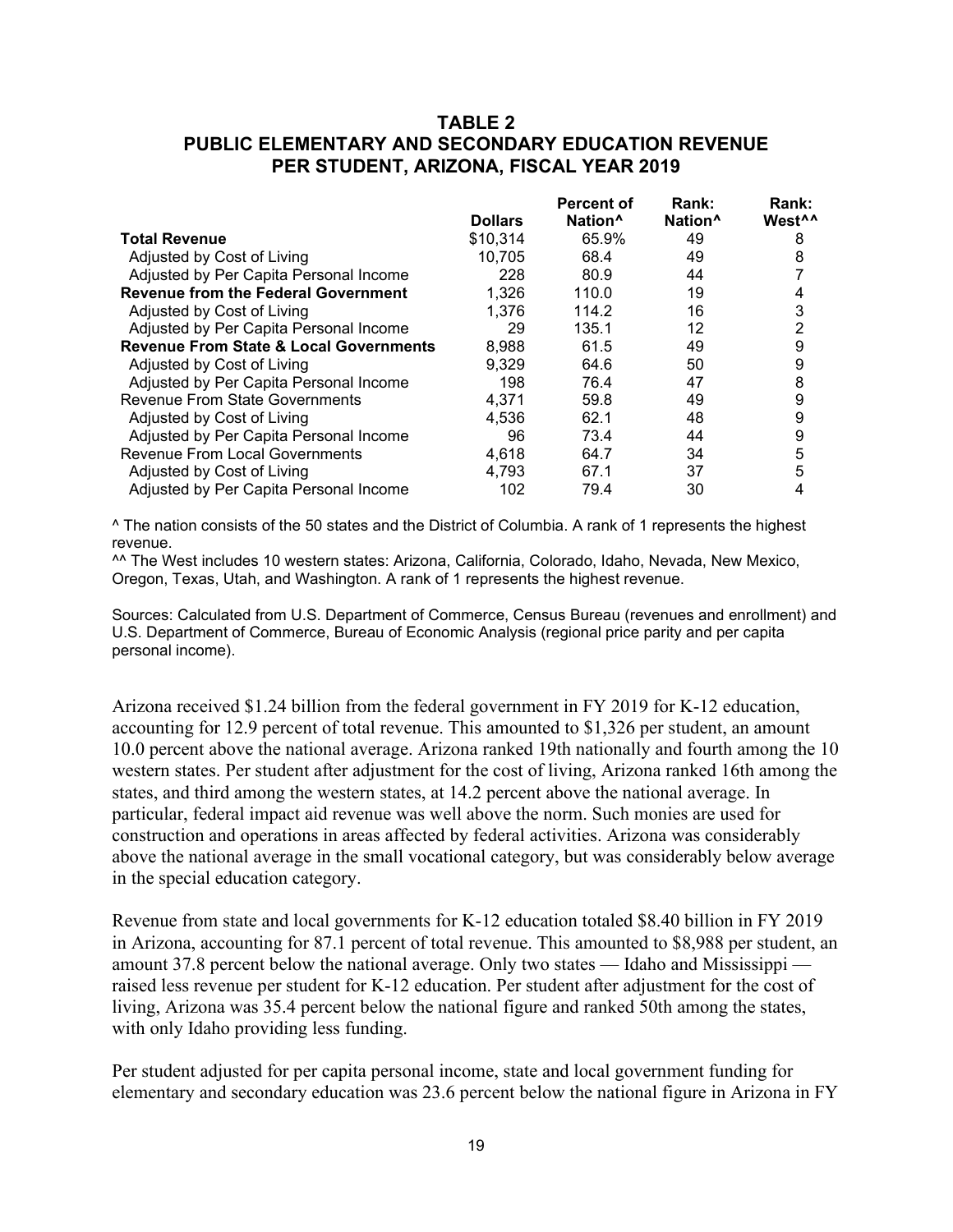## TABLE 2
## PUBLIC ELEMENTARY AND SECONDARY EDUCATION REVENUE PER STUDENT, ARIZONA, FISCAL YEAR 2019

| | Dollars | Percent of Nation^ | Rank: Nation^ | Rank: West^^ |
|---|---|---|---|---|
| **Total Revenue** | $10,314 | 65.9% | 49 | 8 |
| Adjusted by Cost of Living | 10,705 | 68.4 | 49 | 8 |
| Adjusted by Per Capita Personal Income | 228 | 80.9 | 44 | 7 |
| **Revenue from the Federal Government** | 1,326 | 110.0 | 19 | 4 |
| Adjusted by Cost of Living | 1,376 | 114.2 | 16 | 3 |
| Adjusted by Per Capita Personal Income | 29 | 135.1 | 12 | 2 |
| **Revenue From State & Local Governments** | 8,988 | 61.5 | 49 | 9 |
| Adjusted by Cost of Living | 9,329 | 64.6 | 50 | 9 |
| Adjusted by Per Capita Personal Income | 198 | 76.4 | 47 | 8 |
| Revenue From State Governments | 4,371 | 59.8 | 49 | 9 |
| Adjusted by Cost of Living | 4,536 | 62.1 | 48 | 9 |
| Adjusted by Per Capita Personal Income | 96 | 73.4 | 44 | 9 |
| Revenue From Local Governments | 4,618 | 64.7 | 34 | 5 |
| Adjusted by Cost of Living | 4,793 | 67.1 | 37 | 5 |
| Adjusted by Per Capita Personal Income | 102 | 79.4 | 30 | 4 |

^ The nation consists of the 50 states and the District of Columbia. A rank of 1 represents the highest revenue.

^^ The West includes 10 western states: Arizona, California, Colorado, Idaho, Nevada, New Mexico, Oregon, Texas, Utah, and Washington. A rank of 1 represents the highest revenue.

Sources: Calculated from U.S. Department of Commerce, Census Bureau (revenues and enrollment) and U.S. Department of Commerce, Bureau of Economic Analysis (regional price parity and per capita personal income).

Arizona received $1.24 billion from the federal government in FY 2019 for K-12 education, accounting for 12.9 percent of total revenue. This amounted to $1,326 per student, an amount 10.0 percent above the national average. Arizona ranked 19th nationally and fourth among the 10 western states. Per student after adjustment for the cost of living, Arizona ranked 16th among the states, and third among the western states, at 14.2 percent above the national average. In particular, federal impact aid revenue was well above the norm. Such monies are used for construction and operations in areas affected by federal activities. Arizona was considerably above the national average in the small vocational category, but was considerably below average in the special education category.

Revenue from state and local governments for K-12 education totaled $8.40 billion in FY 2019 in Arizona, accounting for 87.1 percent of total revenue. This amounted to $8,988 per student, an amount 37.8 percent below the national average. Only two states — Idaho and Mississippi — raised less revenue per student for K-12 education. Per student after adjustment for the cost of living, Arizona was 35.4 percent below the national figure and ranked 50th among the states, with only Idaho providing less funding.

Per student adjusted for per capita personal income, state and local government funding for elementary and secondary education was 23.6 percent below the national figure in Arizona in FY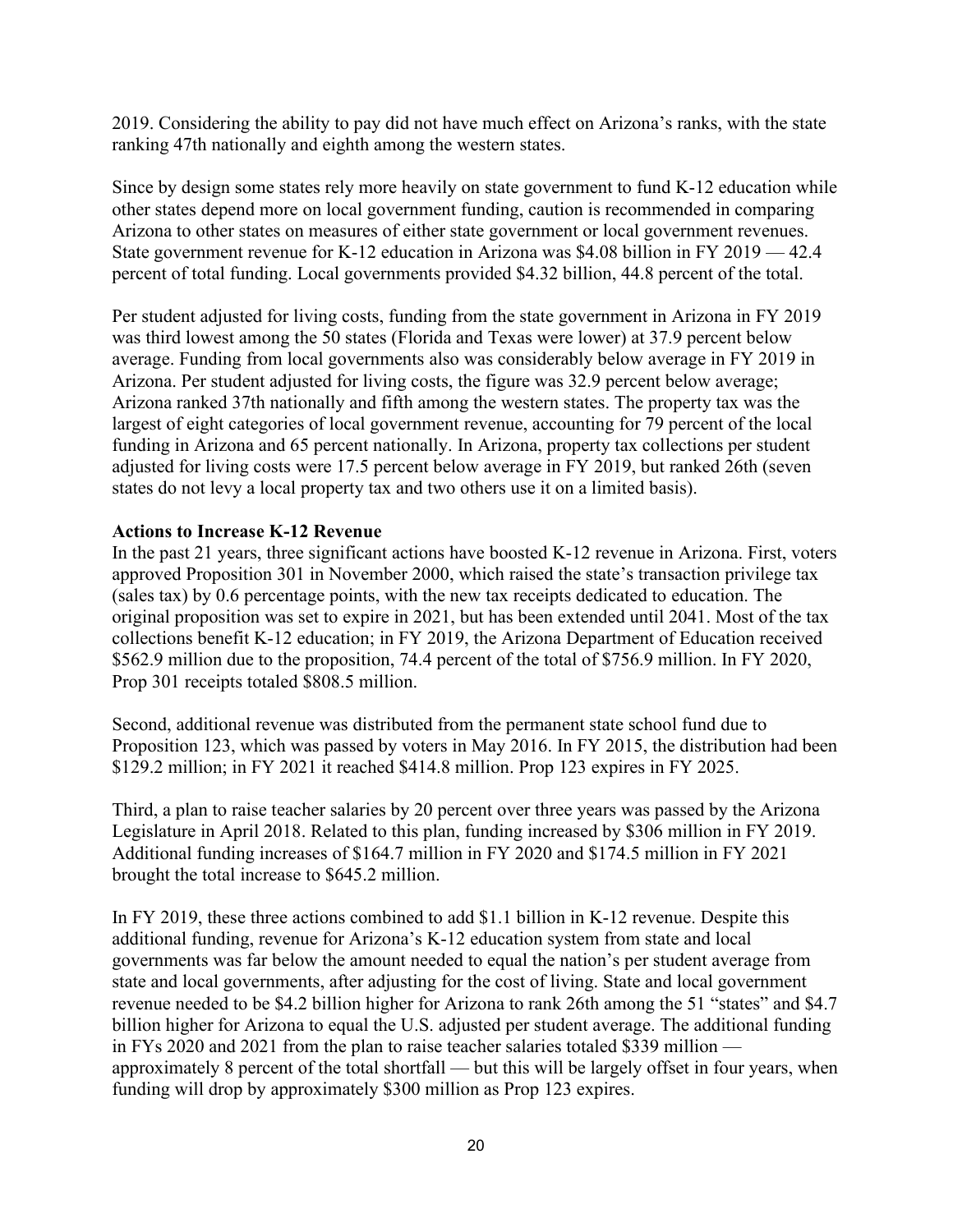2019. Considering the ability to pay did not have much effect on Arizona's ranks, with the state ranking 47th nationally and eighth among the western states.

Since by design some states rely more heavily on state government to fund K-12 education while other states depend more on local government funding, caution is recommended in comparing Arizona to other states on measures of either state government or local government revenues. State government revenue for K-12 education in Arizona was $4.08 billion in FY 2019 — 42.4 percent of total funding. Local governments provided $4.32 billion, 44.8 percent of the total.

Per student adjusted for living costs, funding from the state government in Arizona in FY 2019 was third lowest among the 50 states (Florida and Texas were lower) at 37.9 percent below average. Funding from local governments also was considerably below average in FY 2019 in Arizona. Per student adjusted for living costs, the figure was 32.9 percent below average; Arizona ranked 37th nationally and fifth among the western states. The property tax was the largest of eight categories of local government revenue, accounting for 79 percent of the local funding in Arizona and 65 percent nationally. In Arizona, property tax collections per student adjusted for living costs were 17.5 percent below average in FY 2019, but ranked 26th (seven states do not levy a local property tax and two others use it on a limited basis).

**Actions to Increase K-12 Revenue**

In the past 21 years, three significant actions have boosted K-12 revenue in Arizona. First, voters approved Proposition 301 in November 2000, which raised the state's transaction privilege tax (sales tax) by 0.6 percentage points, with the new tax receipts dedicated to education. The original proposition was set to expire in 2021, but has been extended until 2041. Most of the tax collections benefit K-12 education; in FY 2019, the Arizona Department of Education received $562.9 million due to the proposition, 74.4 percent of the total of $756.9 million. In FY 2020, Prop 301 receipts totaled $808.5 million.

Second, additional revenue was distributed from the permanent state school fund due to Proposition 123, which was passed by voters in May 2016. In FY 2015, the distribution had been $129.2 million; in FY 2021 it reached $414.8 million. Prop 123 expires in FY 2025.

Third, a plan to raise teacher salaries by 20 percent over three years was passed by the Arizona Legislature in April 2018. Related to this plan, funding increased by $306 million in FY 2019. Additional funding increases of $164.7 million in FY 2020 and $174.5 million in FY 2021 brought the total increase to $645.2 million.

In FY 2019, these three actions combined to add $1.1 billion in K-12 revenue. Despite this additional funding, revenue for Arizona's K-12 education system from state and local governments was far below the amount needed to equal the nation's per student average from state and local governments, after adjusting for the cost of living. State and local government revenue needed to be $4.2 billion higher for Arizona to rank 26th among the 51 "states" and $4.7 billion higher for Arizona to equal the U.S. adjusted per student average. The additional funding in FYs 2020 and 2021 from the plan to raise teacher salaries totaled $339 million — approximately 8 percent of the total shortfall — but this will be largely offset in four years, when funding will drop by approximately $300 million as Prop 123 expires.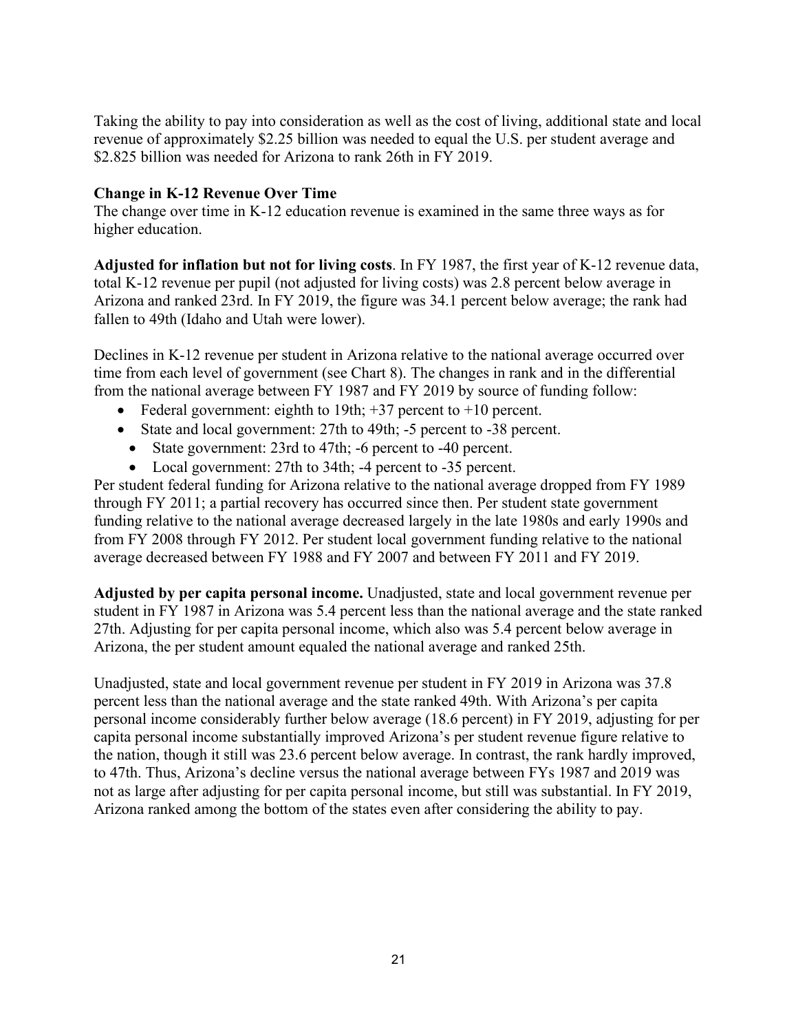Taking the ability to pay into consideration as well as the cost of living, additional state and local revenue of approximately $2.25 billion was needed to equal the U.S. per student average and $2.825 billion was needed for Arizona to rank 26th in FY 2019.

### Change in K-12 Revenue Over Time

The change over time in K-12 education revenue is examined in the same three ways as for higher education.

**Adjusted for inflation but not for living costs**. In FY 1987, the first year of K-12 revenue data, total K-12 revenue per pupil (not adjusted for living costs) was 2.8 percent below average in Arizona and ranked 23rd. In FY 2019, the figure was 34.1 percent below average; the rank had fallen to 49th (Idaho and Utah were lower).

Declines in K-12 revenue per student in Arizona relative to the national average occurred over time from each level of government (see Chart 8). The changes in rank and in the differential from the national average between FY 1987 and FY 2019 by source of funding follow:

- Federal government: eighth to 19th; +37 percent to +10 percent.
- State and local government: 27th to 49th; -5 percent to -38 percent.
  - State government: 23rd to 47th; -6 percent to -40 percent.
  - Local government: 27th to 34th; -4 percent to -35 percent.

Per student federal funding for Arizona relative to the national average dropped from FY 1989 through FY 2011; a partial recovery has occurred since then. Per student state government funding relative to the national average decreased largely in the late 1980s and early 1990s and from FY 2008 through FY 2012. Per student local government funding relative to the national average decreased between FY 1988 and FY 2007 and between FY 2011 and FY 2019.

**Adjusted by per capita personal income.** Unadjusted, state and local government revenue per student in FY 1987 in Arizona was 5.4 percent less than the national average and the state ranked 27th. Adjusting for per capita personal income, which also was 5.4 percent below average in Arizona, the per student amount equaled the national average and ranked 25th.

Unadjusted, state and local government revenue per student in FY 2019 in Arizona was 37.8 percent less than the national average and the state ranked 49th. With Arizona's per capita personal income considerably further below average (18.6 percent) in FY 2019, adjusting for per capita personal income substantially improved Arizona's per student revenue figure relative to the nation, though it still was 23.6 percent below average. In contrast, the rank hardly improved, to 47th. Thus, Arizona's decline versus the national average between FYs 1987 and 2019 was not as large after adjusting for per capita personal income, but still was substantial. In FY 2019, Arizona ranked among the bottom of the states even after considering the ability to pay.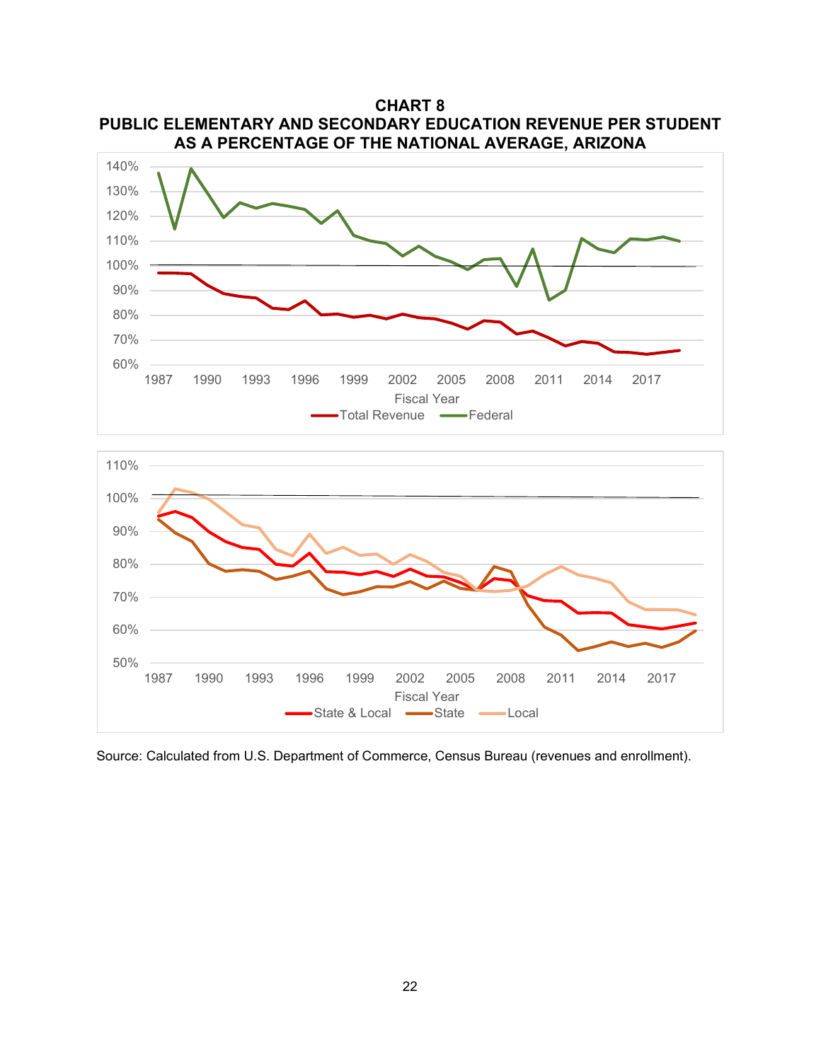**CHART 8**
**PUBLIC ELEMENTARY AND SECONDARY EDUCATION REVENUE PER STUDENT AS A PERCENTAGE OF THE NATIONAL AVERAGE, ARIZONA**

Source: Calculated from U.S. Department of Commerce, Census Bureau (revenues and enrollment).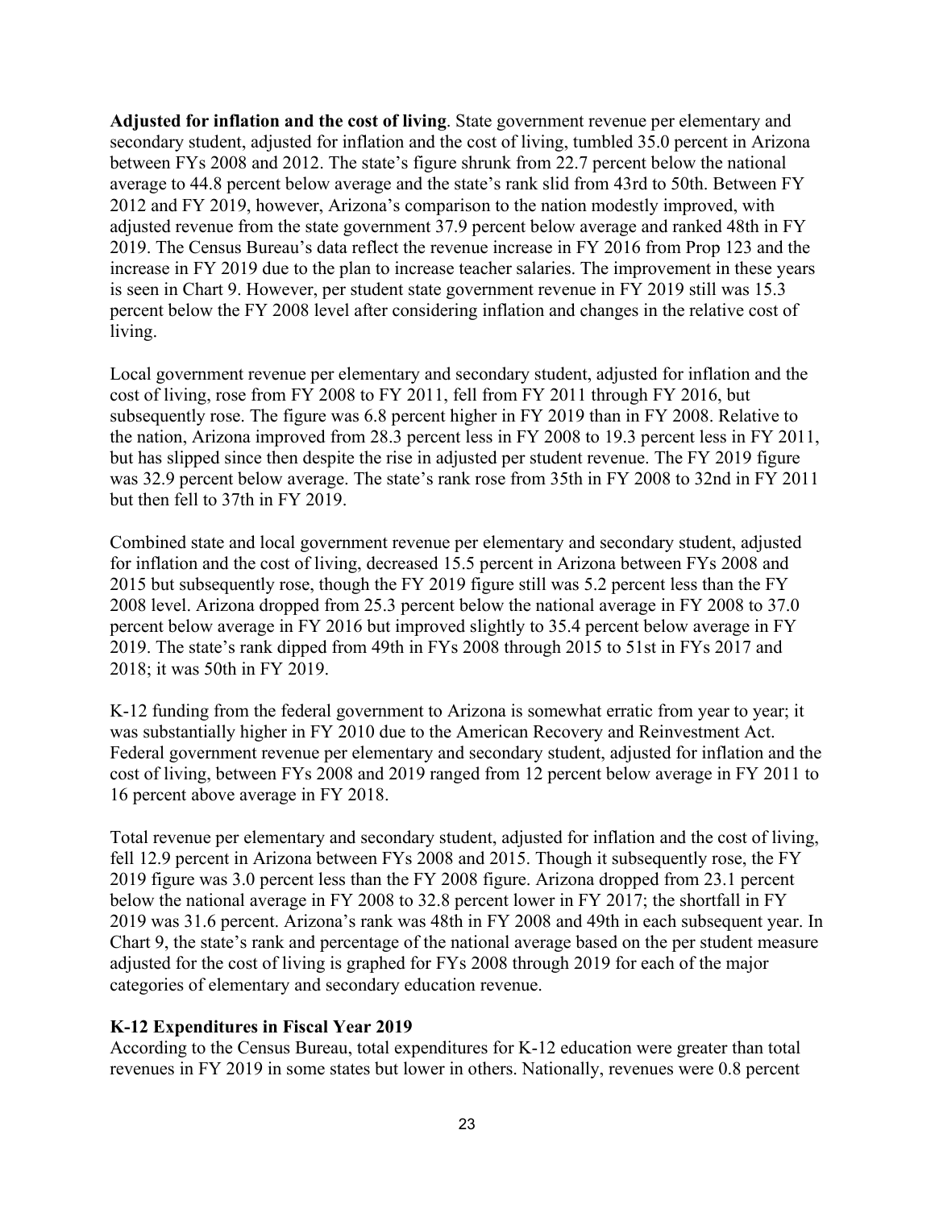**Adjusted for inflation and the cost of living**. State government revenue per elementary and secondary student, adjusted for inflation and the cost of living, tumbled 35.0 percent in Arizona between FYs 2008 and 2012. The state's figure shrunk from 22.7 percent below the national average to 44.8 percent below average and the state's rank slid from 43rd to 50th. Between FY 2012 and FY 2019, however, Arizona's comparison to the nation modestly improved, with adjusted revenue from the state government 37.9 percent below average and ranked 48th in FY 2019. The Census Bureau's data reflect the revenue increase in FY 2016 from Prop 123 and the increase in FY 2019 due to the plan to increase teacher salaries. The improvement in these years is seen in Chart 9. However, per student state government revenue in FY 2019 still was 15.3 percent below the FY 2008 level after considering inflation and changes in the relative cost of living.

Local government revenue per elementary and secondary student, adjusted for inflation and the cost of living, rose from FY 2008 to FY 2011, fell from FY 2011 through FY 2016, but subsequently rose. The figure was 6.8 percent higher in FY 2019 than in FY 2008. Relative to the nation, Arizona improved from 28.3 percent less in FY 2008 to 19.3 percent less in FY 2011, but has slipped since then despite the rise in adjusted per student revenue. The FY 2019 figure was 32.9 percent below average. The state's rank rose from 35th in FY 2008 to 32nd in FY 2011 but then fell to 37th in FY 2019.

Combined state and local government revenue per elementary and secondary student, adjusted for inflation and the cost of living, decreased 15.5 percent in Arizona between FYs 2008 and 2015 but subsequently rose, though the FY 2019 figure still was 5.2 percent less than the FY 2008 level. Arizona dropped from 25.3 percent below the national average in FY 2008 to 37.0 percent below average in FY 2016 but improved slightly to 35.4 percent below average in FY 2019. The state's rank dipped from 49th in FYs 2008 through 2015 to 51st in FYs 2017 and 2018; it was 50th in FY 2019.

K-12 funding from the federal government to Arizona is somewhat erratic from year to year; it was substantially higher in FY 2010 due to the American Recovery and Reinvestment Act. Federal government revenue per elementary and secondary student, adjusted for inflation and the cost of living, between FYs 2008 and 2019 ranged from 12 percent below average in FY 2011 to 16 percent above average in FY 2018.

Total revenue per elementary and secondary student, adjusted for inflation and the cost of living, fell 12.9 percent in Arizona between FYs 2008 and 2015. Though it subsequently rose, the FY 2019 figure was 3.0 percent less than the FY 2008 figure. Arizona dropped from 23.1 percent below the national average in FY 2008 to 32.8 percent lower in FY 2017; the shortfall in FY 2019 was 31.6 percent. Arizona's rank was 48th in FY 2008 and 49th in each subsequent year. In Chart 9, the state's rank and percentage of the national average based on the per student measure adjusted for the cost of living is graphed for FYs 2008 through 2019 for each of the major categories of elementary and secondary education revenue.

### K-12 Expenditures in Fiscal Year 2019

According to the Census Bureau, total expenditures for K-12 education were greater than total revenues in FY 2019 in some states but lower in others. Nationally, revenues were 0.8 percent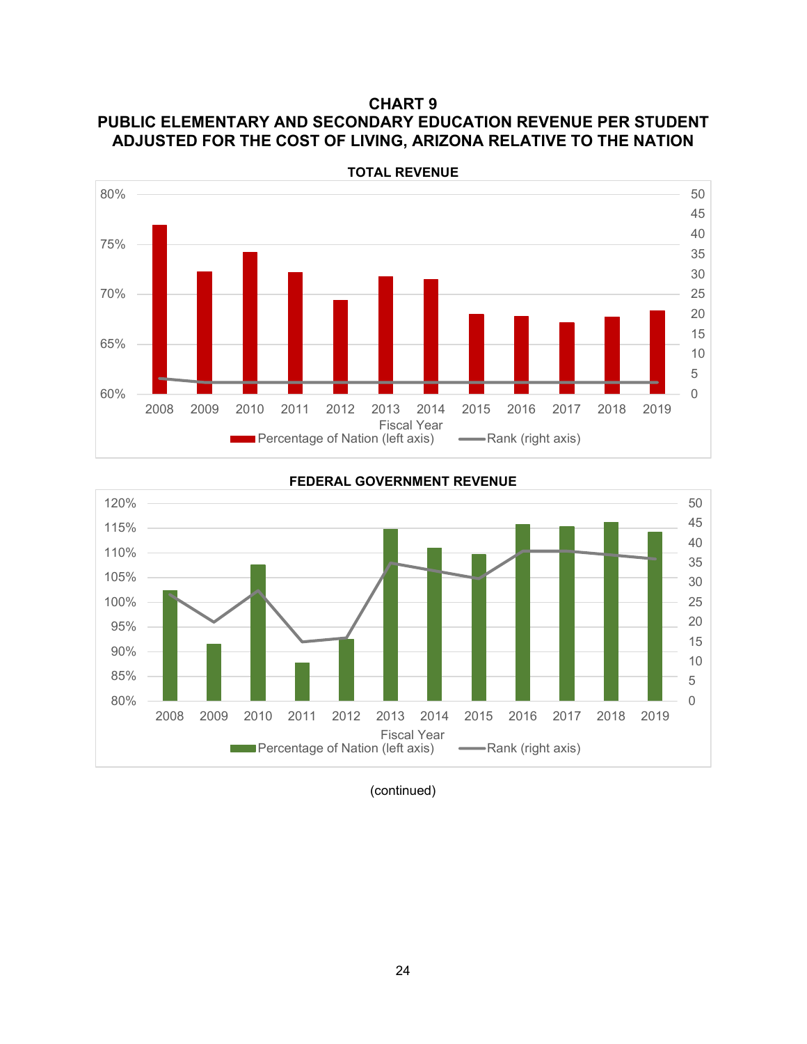**CHART 9**

**PUBLIC ELEMENTARY AND SECONDARY EDUCATION REVENUE PER STUDENT ADJUSTED FOR THE COST OF LIVING, ARIZONA RELATIVE TO THE NATION**

**TOTAL REVENUE**

**FEDERAL GOVERNMENT REVENUE**

(continued)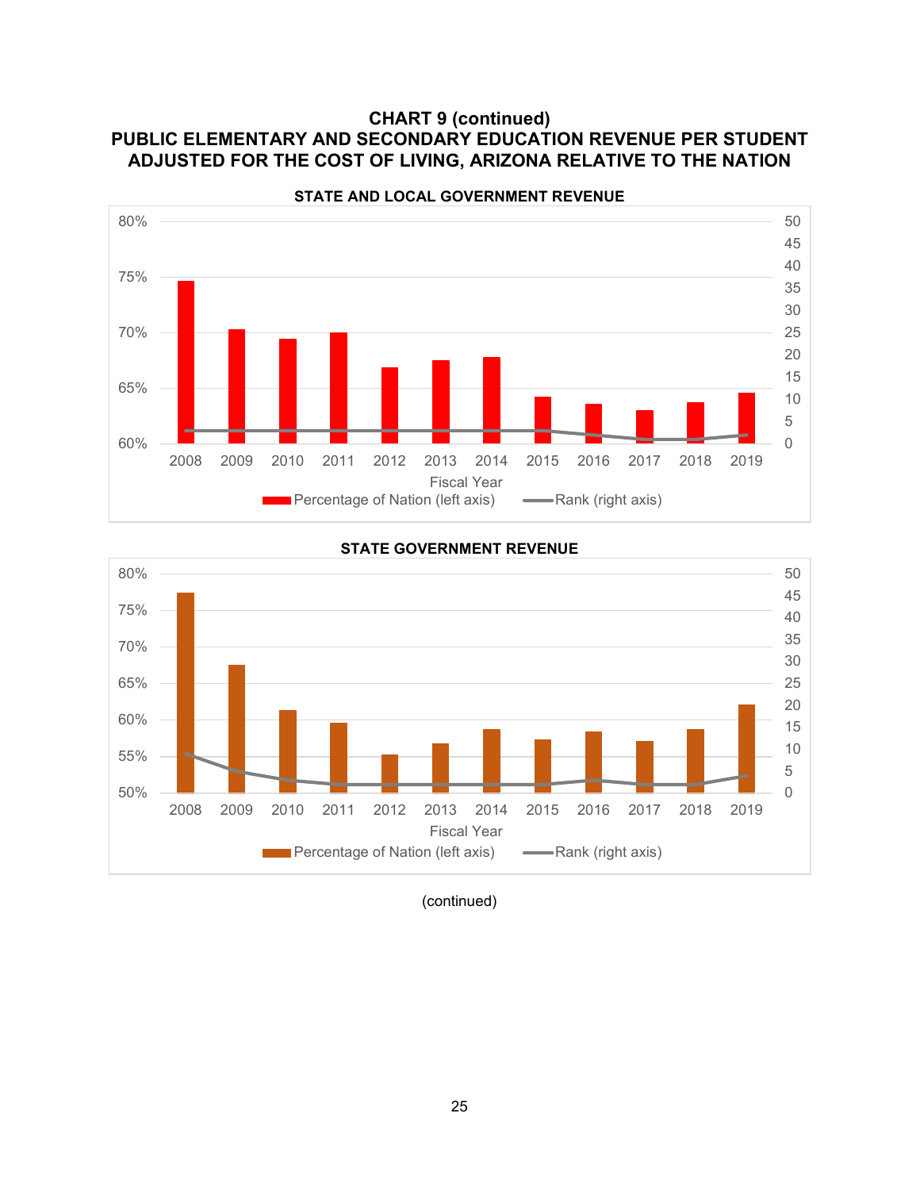**CHART 9 (continued)**
**PUBLIC ELEMENTARY AND SECONDARY EDUCATION REVENUE PER STUDENT ADJUSTED FOR THE COST OF LIVING, ARIZONA RELATIVE TO THE NATION**

**STATE AND LOCAL GOVERNMENT REVENUE**

**STATE GOVERNMENT REVENUE**

(continued)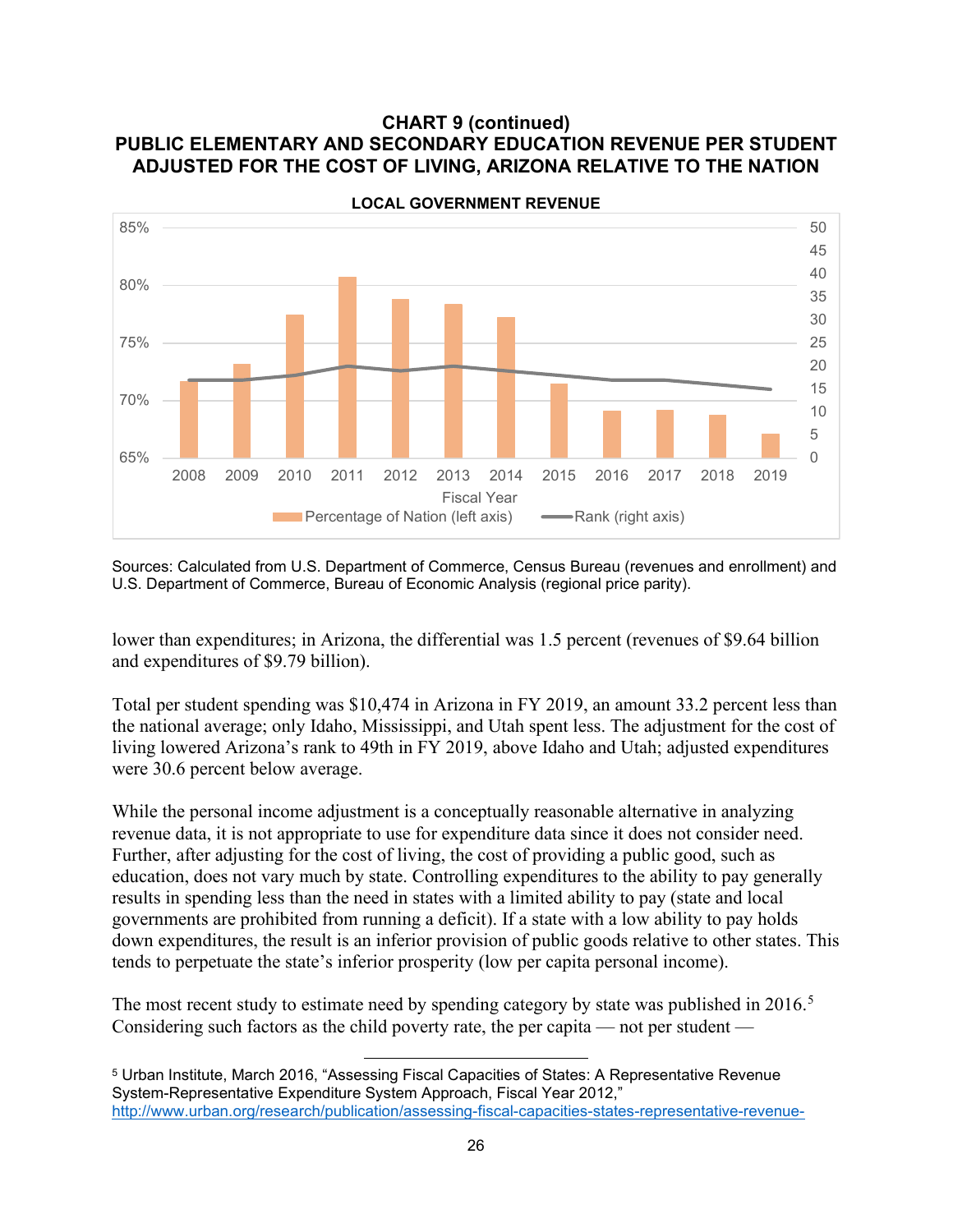### CHART 9 (continued)
### PUBLIC ELEMENTARY AND SECONDARY EDUCATION REVENUE PER STUDENT ADJUSTED FOR THE COST OF LIVING, ARIZONA RELATIVE TO THE NATION

**LOCAL GOVERNMENT REVENUE**

Sources: Calculated from U.S. Department of Commerce, Census Bureau (revenues and enrollment) and U.S. Department of Commerce, Bureau of Economic Analysis (regional price parity).

lower than expenditures; in Arizona, the differential was 1.5 percent (revenues of $9.64 billion and expenditures of $9.79 billion).

Total per student spending was $10,474 in Arizona in FY 2019, an amount 33.2 percent less than the national average; only Idaho, Mississippi, and Utah spent less. The adjustment for the cost of living lowered Arizona's rank to 49th in FY 2019, above Idaho and Utah; adjusted expenditures were 30.6 percent below average.

While the personal income adjustment is a conceptually reasonable alternative in analyzing revenue data, it is not appropriate to use for expenditure data since it does not consider need. Further, after adjusting for the cost of living, the cost of providing a public good, such as education, does not vary much by state. Controlling expenditures to the ability to pay generally results in spending less than the need in states with a limited ability to pay (state and local governments are prohibited from running a deficit). If a state with a low ability to pay holds down expenditures, the result is an inferior provision of public goods relative to other states. This tends to perpetuate the state's inferior prosperity (low per capita personal income).

The most recent study to estimate need by spending category by state was published in 2016.[5] Considering such factors as the child poverty rate, the per capita — not per student —

---

[5] Urban Institute, March 2016, "Assessing Fiscal Capacities of States: A Representative Revenue System-Representative Expenditure System Approach, Fiscal Year 2012," http://www.urban.org/research/publication/assessing-fiscal-capacities-states-representative-revenue-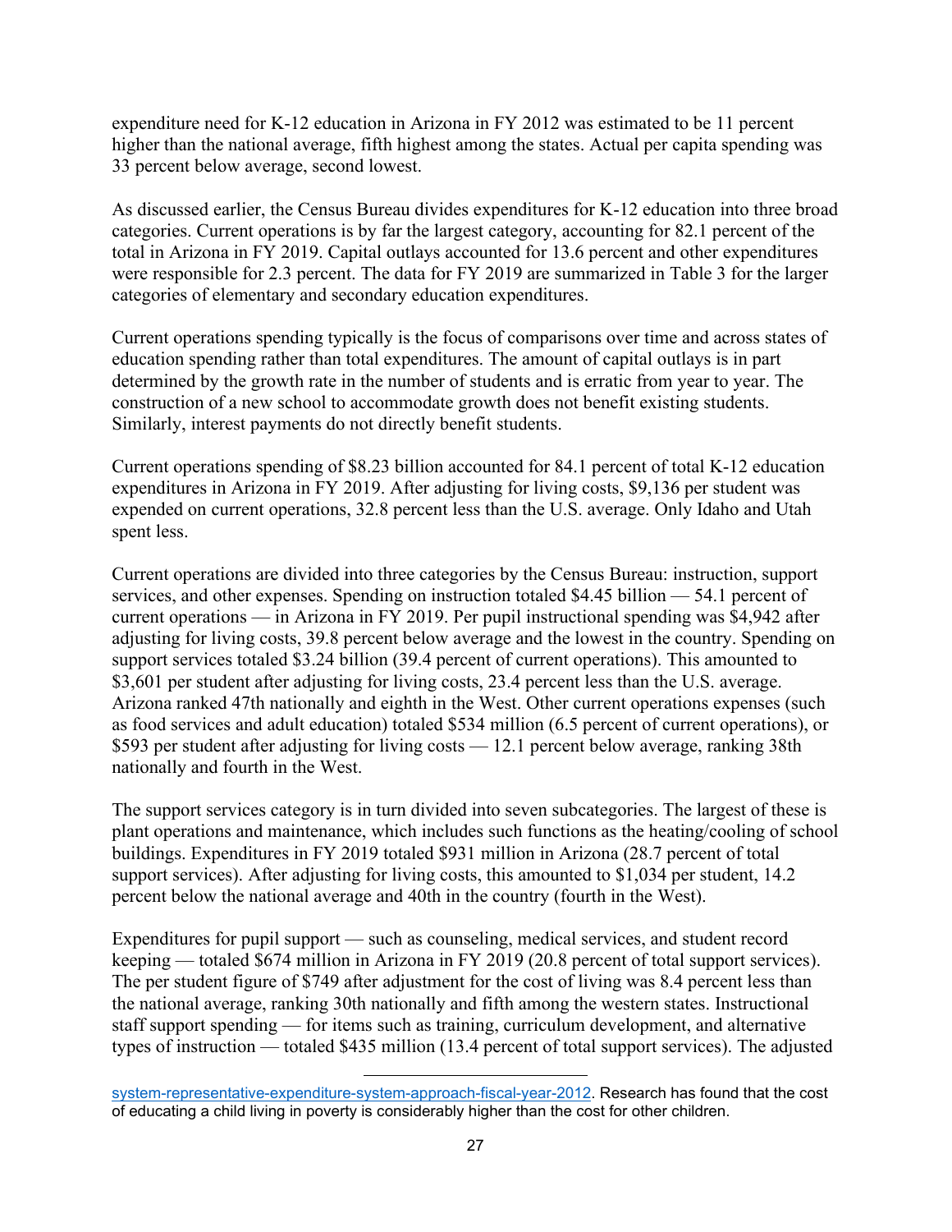expenditure need for K-12 education in Arizona in FY 2012 was estimated to be 11 percent higher than the national average, fifth highest among the states. Actual per capita spending was 33 percent below average, second lowest.

As discussed earlier, the Census Bureau divides expenditures for K-12 education into three broad categories. Current operations is by far the largest category, accounting for 82.1 percent of the total in Arizona in FY 2019. Capital outlays accounted for 13.6 percent and other expenditures were responsible for 2.3 percent. The data for FY 2019 are summarized in Table 3 for the larger categories of elementary and secondary education expenditures.

Current operations spending typically is the focus of comparisons over time and across states of education spending rather than total expenditures. The amount of capital outlays is in part determined by the growth rate in the number of students and is erratic from year to year. The construction of a new school to accommodate growth does not benefit existing students. Similarly, interest payments do not directly benefit students.

Current operations spending of $8.23 billion accounted for 84.1 percent of total K-12 education expenditures in Arizona in FY 2019. After adjusting for living costs, $9,136 per student was expended on current operations, 32.8 percent less than the U.S. average. Only Idaho and Utah spent less.

Current operations are divided into three categories by the Census Bureau: instruction, support services, and other expenses. Spending on instruction totaled $4.45 billion — 54.1 percent of current operations — in Arizona in FY 2019. Per pupil instructional spending was $4,942 after adjusting for living costs, 39.8 percent below average and the lowest in the country. Spending on support services totaled $3.24 billion (39.4 percent of current operations). This amounted to $3,601 per student after adjusting for living costs, 23.4 percent less than the U.S. average. Arizona ranked 47th nationally and eighth in the West. Other current operations expenses (such as food services and adult education) totaled $534 million (6.5 percent of current operations), or $593 per student after adjusting for living costs — 12.1 percent below average, ranking 38th nationally and fourth in the West.

The support services category is in turn divided into seven subcategories. The largest of these is plant operations and maintenance, which includes such functions as the heating/cooling of school buildings. Expenditures in FY 2019 totaled $931 million in Arizona (28.7 percent of total support services). After adjusting for living costs, this amounted to $1,034 per student, 14.2 percent below the national average and 40th in the country (fourth in the West).

Expenditures for pupil support — such as counseling, medical services, and student record keeping — totaled $674 million in Arizona in FY 2019 (20.8 percent of total support services). The per student figure of $749 after adjustment for the cost of living was 8.4 percent less than the national average, ranking 30th nationally and fifth among the western states. Instructional staff support spending — for items such as training, curriculum development, and alternative types of instruction — totaled $435 million (13.4 percent of total support services). The adjusted

---

system-representative-expenditure-system-approach-fiscal-year-2012. Research has found that the cost of educating a child living in poverty is considerably higher than the cost for other children.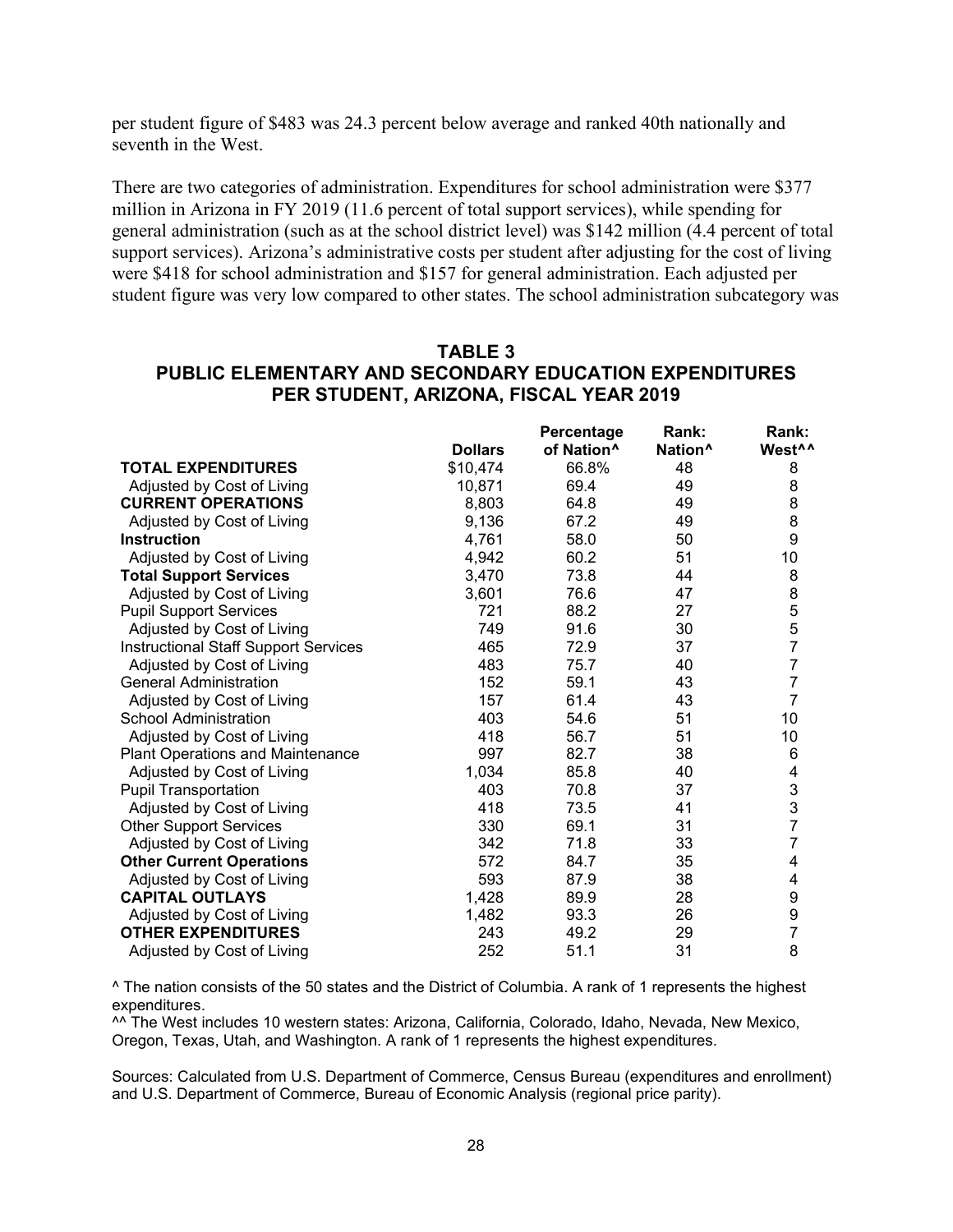per student figure of $483 was 24.3 percent below average and ranked 40th nationally and seventh in the West.

There are two categories of administration. Expenditures for school administration were $377 million in Arizona in FY 2019 (11.6 percent of total support services), while spending for general administration (such as at the school district level) was $142 million (4.4 percent of total support services). Arizona's administrative costs per student after adjusting for the cost of living were $418 for school administration and $157 for general administration. Each adjusted per student figure was very low compared to other states. The school administration subcategory was

## TABLE 3
## PUBLIC ELEMENTARY AND SECONDARY EDUCATION EXPENDITURES PER STUDENT, ARIZONA, FISCAL YEAR 2019

| | Dollars | Percentage of Nation^ | Rank: Nation^ | Rank: West^^ |
|---|---|---|---|---|
| **TOTAL EXPENDITURES** | $10,474 | 66.8% | 48 | 8 |
| Adjusted by Cost of Living | 10,871 | 69.4 | 49 | 8 |
| **CURRENT OPERATIONS** | 8,803 | 64.8 | 49 | 8 |
| Adjusted by Cost of Living | 9,136 | 67.2 | 49 | 8 |
| **Instruction** | 4,761 | 58.0 | 50 | 9 |
| Adjusted by Cost of Living | 4,942 | 60.2 | 51 | 10 |
| **Total Support Services** | 3,470 | 73.8 | 44 | 8 |
| Adjusted by Cost of Living | 3,601 | 76.6 | 47 | 8 |
| Pupil Support Services | 721 | 88.2 | 27 | 5 |
| Adjusted by Cost of Living | 749 | 91.6 | 30 | 5 |
| Instructional Staff Support Services | 465 | 72.9 | 37 | 7 |
| Adjusted by Cost of Living | 483 | 75.7 | 40 | 7 |
| General Administration | 152 | 59.1 | 43 | 7 |
| Adjusted by Cost of Living | 157 | 61.4 | 43 | 7 |
| School Administration | 403 | 54.6 | 51 | 10 |
| Adjusted by Cost of Living | 418 | 56.7 | 51 | 10 |
| Plant Operations and Maintenance | 997 | 82.7 | 38 | 6 |
| Adjusted by Cost of Living | 1,034 | 85.8 | 40 | 4 |
| Pupil Transportation | 403 | 70.8 | 37 | 3 |
| Adjusted by Cost of Living | 418 | 73.5 | 41 | 3 |
| Other Support Services | 330 | 69.1 | 31 | 7 |
| Adjusted by Cost of Living | 342 | 71.8 | 33 | 7 |
| **Other Current Operations** | 572 | 84.7 | 35 | 4 |
| Adjusted by Cost of Living | 593 | 87.9 | 38 | 4 |
| **CAPITAL OUTLAYS** | 1,428 | 89.9 | 28 | 9 |
| Adjusted by Cost of Living | 1,482 | 93.3 | 26 | 9 |
| **OTHER EXPENDITURES** | 243 | 49.2 | 29 | 7 |
| Adjusted by Cost of Living | 252 | 51.1 | 31 | 8 |

^ The nation consists of the 50 states and the District of Columbia. A rank of 1 represents the highest expenditures.

^^ The West includes 10 western states: Arizona, California, Colorado, Idaho, Nevada, New Mexico, Oregon, Texas, Utah, and Washington. A rank of 1 represents the highest expenditures.

Sources: Calculated from U.S. Department of Commerce, Census Bureau (expenditures and enrollment) and U.S. Department of Commerce, Bureau of Economic Analysis (regional price parity).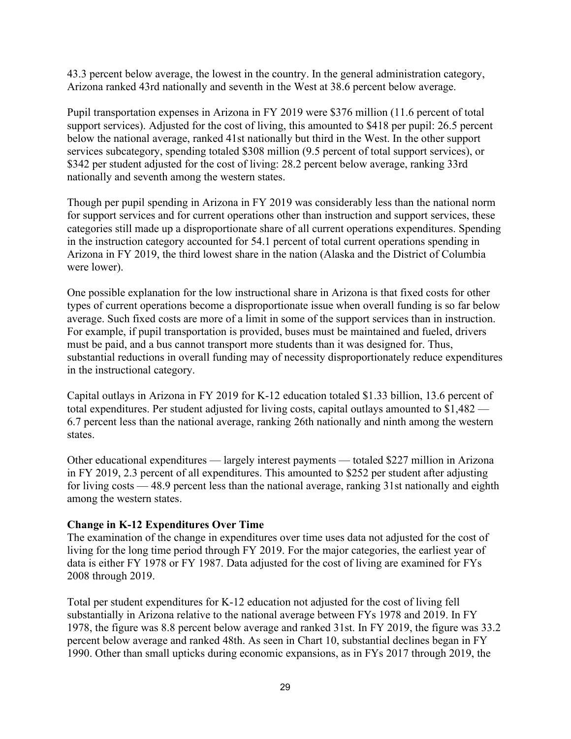43.3 percent below average, the lowest in the country. In the general administration category, Arizona ranked 43rd nationally and seventh in the West at 38.6 percent below average.

Pupil transportation expenses in Arizona in FY 2019 were $376 million (11.6 percent of total support services). Adjusted for the cost of living, this amounted to $418 per pupil: 26.5 percent below the national average, ranked 41st nationally but third in the West. In the other support services subcategory, spending totaled $308 million (9.5 percent of total support services), or $342 per student adjusted for the cost of living: 28.2 percent below average, ranking 33rd nationally and seventh among the western states.

Though per pupil spending in Arizona in FY 2019 was considerably less than the national norm for support services and for current operations other than instruction and support services, these categories still made up a disproportionate share of all current operations expenditures. Spending in the instruction category accounted for 54.1 percent of total current operations spending in Arizona in FY 2019, the third lowest share in the nation (Alaska and the District of Columbia were lower).

One possible explanation for the low instructional share in Arizona is that fixed costs for other types of current operations become a disproportionate issue when overall funding is so far below average. Such fixed costs are more of a limit in some of the support services than in instruction. For example, if pupil transportation is provided, buses must be maintained and fueled, drivers must be paid, and a bus cannot transport more students than it was designed for. Thus, substantial reductions in overall funding may of necessity disproportionately reduce expenditures in the instructional category.

Capital outlays in Arizona in FY 2019 for K-12 education totaled $1.33 billion, 13.6 percent of total expenditures. Per student adjusted for living costs, capital outlays amounted to $1,482 — 6.7 percent less than the national average, ranking 26th nationally and ninth among the western states.

Other educational expenditures — largely interest payments — totaled $227 million in Arizona in FY 2019, 2.3 percent of all expenditures. This amounted to $252 per student after adjusting for living costs — 48.9 percent less than the national average, ranking 31st nationally and eighth among the western states.

**Change in K-12 Expenditures Over Time**

The examination of the change in expenditures over time uses data not adjusted for the cost of living for the long time period through FY 2019. For the major categories, the earliest year of data is either FY 1978 or FY 1987. Data adjusted for the cost of living are examined for FYs 2008 through 2019.

Total per student expenditures for K-12 education not adjusted for the cost of living fell substantially in Arizona relative to the national average between FYs 1978 and 2019. In FY 1978, the figure was 8.8 percent below average and ranked 31st. In FY 2019, the figure was 33.2 percent below average and ranked 48th. As seen in Chart 10, substantial declines began in FY 1990. Other than small upticks during economic expansions, as in FYs 2017 through 2019, the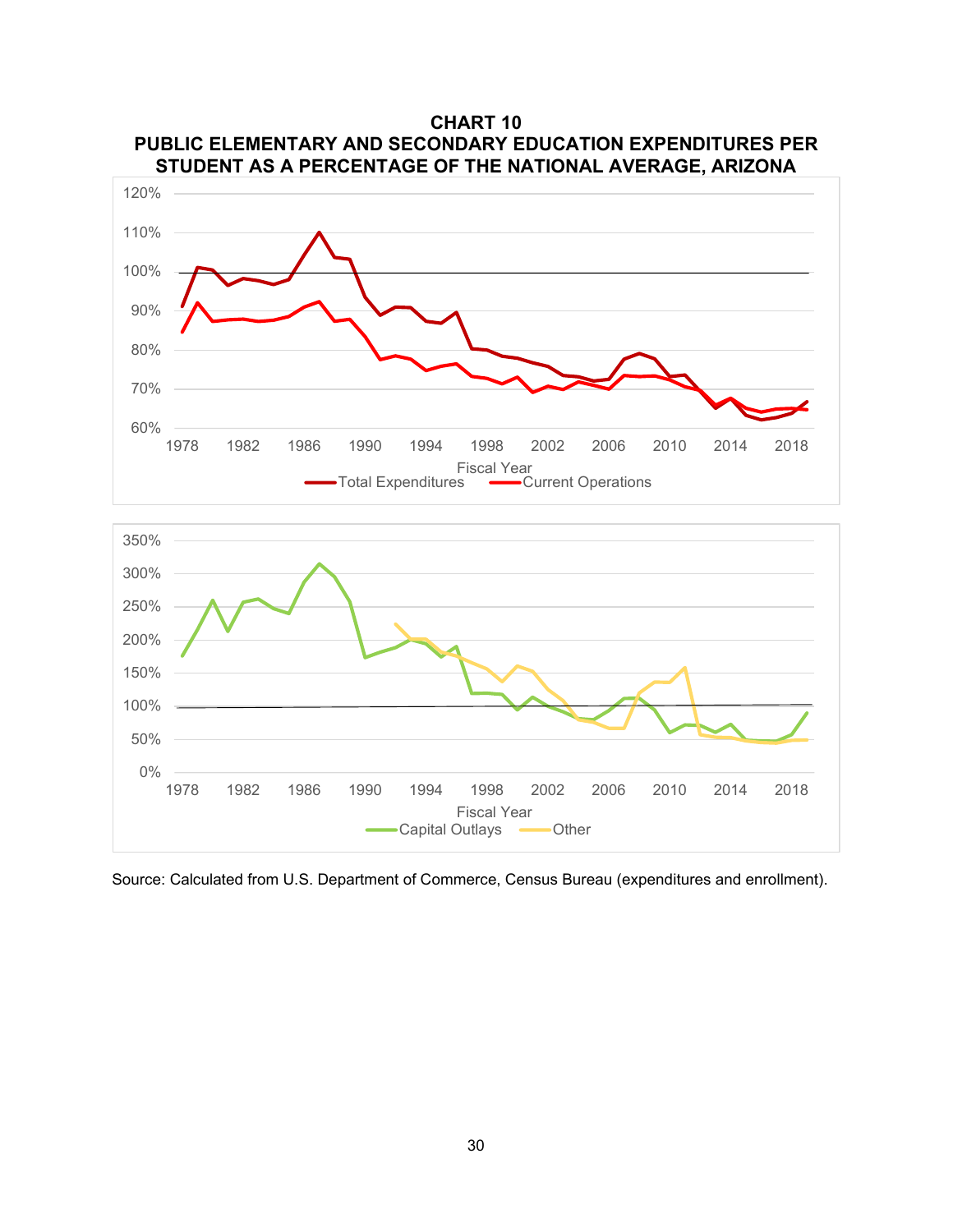**CHART 10**
**PUBLIC ELEMENTARY AND SECONDARY EDUCATION EXPENDITURES PER STUDENT AS A PERCENTAGE OF THE NATIONAL AVERAGE, ARIZONA**

Source: Calculated from U.S. Department of Commerce, Census Bureau (expenditures and enrollment).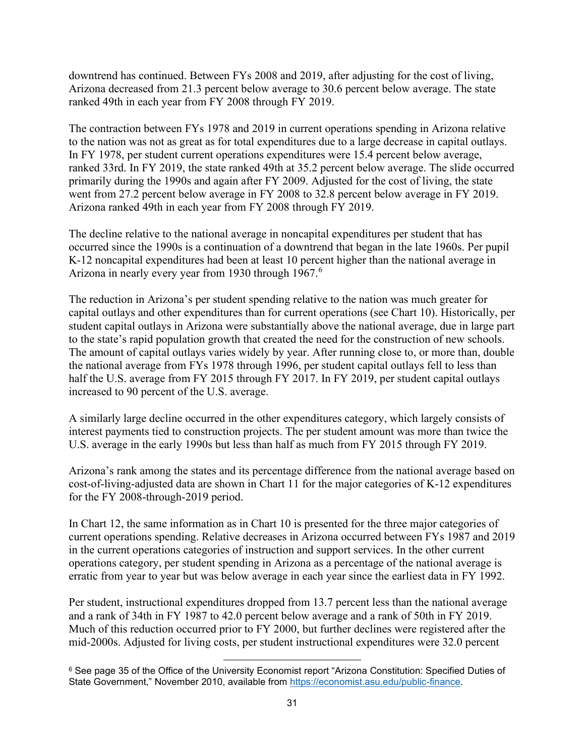downtrend has continued. Between FYs 2008 and 2019, after adjusting for the cost of living, Arizona decreased from 21.3 percent below average to 30.6 percent below average. The state ranked 49th in each year from FY 2008 through FY 2019.

The contraction between FYs 1978 and 2019 in current operations spending in Arizona relative to the nation was not as great as for total expenditures due to a large decrease in capital outlays. In FY 1978, per student current operations expenditures were 15.4 percent below average, ranked 33rd. In FY 2019, the state ranked 49th at 35.2 percent below average. The slide occurred primarily during the 1990s and again after FY 2009. Adjusted for the cost of living, the state went from 27.2 percent below average in FY 2008 to 32.8 percent below average in FY 2019. Arizona ranked 49th in each year from FY 2008 through FY 2019.

The decline relative to the national average in noncapital expenditures per student that has occurred since the 1990s is a continuation of a downtrend that began in the late 1960s. Per pupil K-12 noncapital expenditures had been at least 10 percent higher than the national average in Arizona in nearly every year from 1930 through 1967.[6]

The reduction in Arizona's per student spending relative to the nation was much greater for capital outlays and other expenditures than for current operations (see Chart 10). Historically, per student capital outlays in Arizona were substantially above the national average, due in large part to the state's rapid population growth that created the need for the construction of new schools. The amount of capital outlays varies widely by year. After running close to, or more than, double the national average from FYs 1978 through 1996, per student capital outlays fell to less than half the U.S. average from FY 2015 through FY 2017. In FY 2019, per student capital outlays increased to 90 percent of the U.S. average.

A similarly large decline occurred in the other expenditures category, which largely consists of interest payments tied to construction projects. The per student amount was more than twice the U.S. average in the early 1990s but less than half as much from FY 2015 through FY 2019.

Arizona's rank among the states and its percentage difference from the national average based on cost-of-living-adjusted data are shown in Chart 11 for the major categories of K-12 expenditures for the FY 2008-through-2019 period.

In Chart 12, the same information as in Chart 10 is presented for the three major categories of current operations spending. Relative decreases in Arizona occurred between FYs 1987 and 2019 in the current operations categories of instruction and support services. In the other current operations category, per student spending in Arizona as a percentage of the national average is erratic from year to year but was below average in each year since the earliest data in FY 1992.

Per student, instructional expenditures dropped from 13.7 percent less than the national average and a rank of 34th in FY 1987 to 42.0 percent below average and a rank of 50th in FY 2019. Much of this reduction occurred prior to FY 2000, but further declines were registered after the mid-2000s. Adjusted for living costs, per student instructional expenditures were 32.0 percent

[6] See page 35 of the Office of the University Economist report "Arizona Constitution: Specified Duties of State Government," November 2010, available from https://economist.asu.edu/public-finance.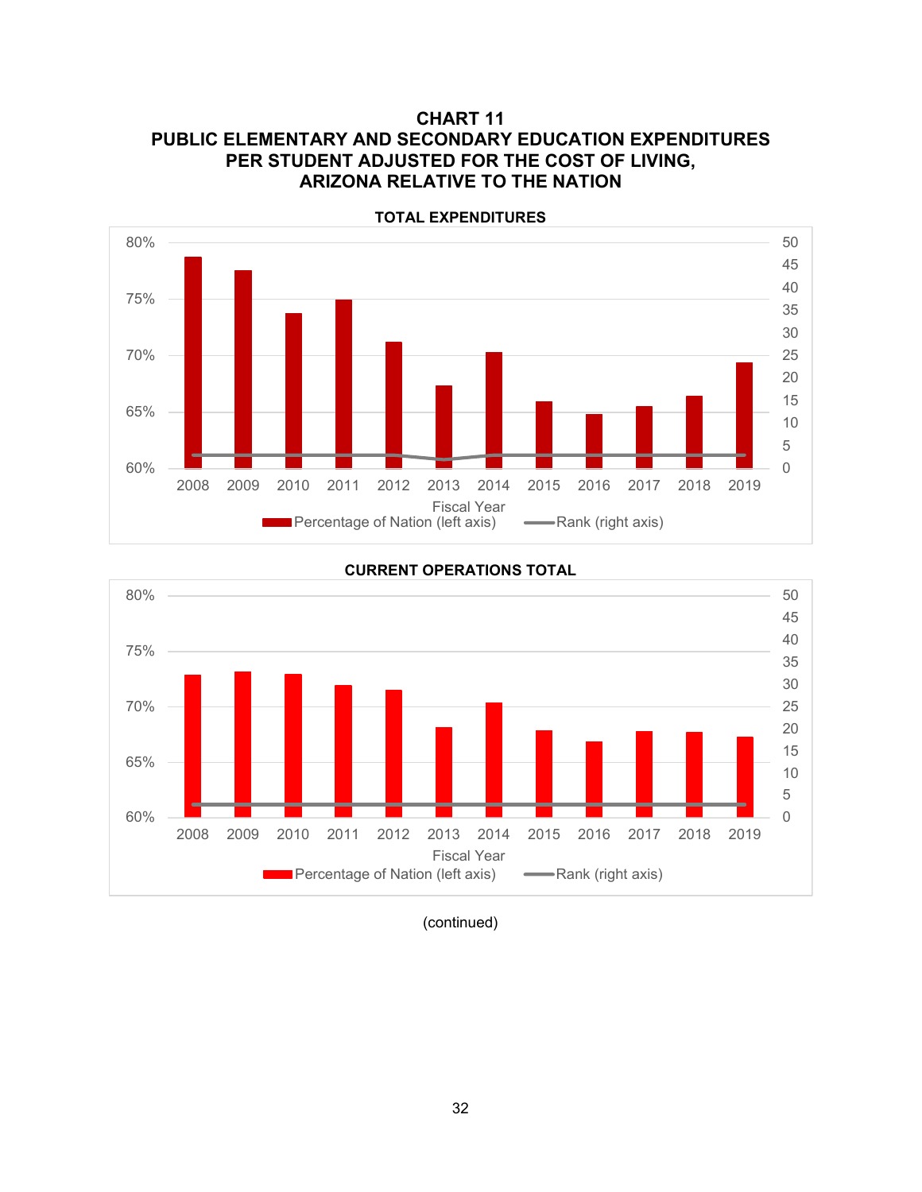# CHART 11
# PUBLIC ELEMENTARY AND SECONDARY EDUCATION EXPENDITURES PER STUDENT ADJUSTED FOR THE COST OF LIVING, ARIZONA RELATIVE TO THE NATION

**TOTAL EXPENDITURES**

80%
75%
70%
65%
60%

50
45
40
35
30
25
20
15
10
5
0

2008 2009 2010 2011 2012 2013 2014 2015 2016 2017 2018 2019

Fiscal Year

Percentage of Nation (left axis) Rank (right axis)

**CURRENT OPERATIONS TOTAL**

80%
75%
70%
65%
60%

50
45
40
35
30
25
20
15
10
5
0

2008 2009 2010 2011 2012 2013 2014 2015 2016 2017 2018 2019

Fiscal Year

Percentage of Nation (left axis) Rank (right axis)

(continued)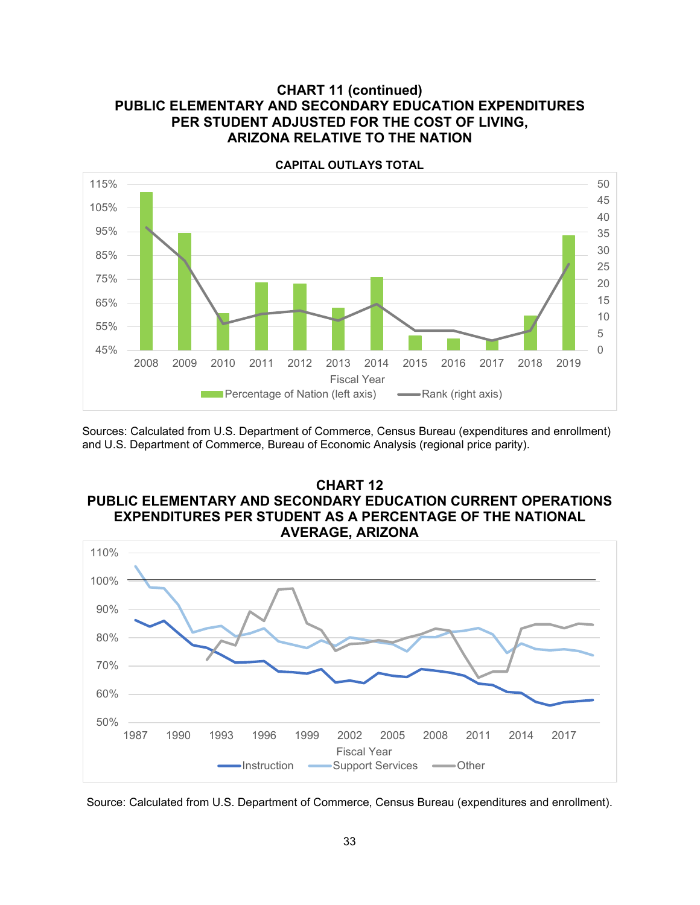**CHART 11 (continued)**
**PUBLIC ELEMENTARY AND SECONDARY EDUCATION EXPENDITURES PER STUDENT ADJUSTED FOR THE COST OF LIVING, ARIZONA RELATIVE TO THE NATION**

**CAPITAL OUTLAYS TOTAL**

Sources: Calculated from U.S. Department of Commerce, Census Bureau (expenditures and enrollment) and U.S. Department of Commerce, Bureau of Economic Analysis (regional price parity).

**CHART 12**
**PUBLIC ELEMENTARY AND SECONDARY EDUCATION CURRENT OPERATIONS EXPENDITURES PER STUDENT AS A PERCENTAGE OF THE NATIONAL AVERAGE, ARIZONA**

Source: Calculated from U.S. Department of Commerce, Census Bureau (expenditures and enrollment).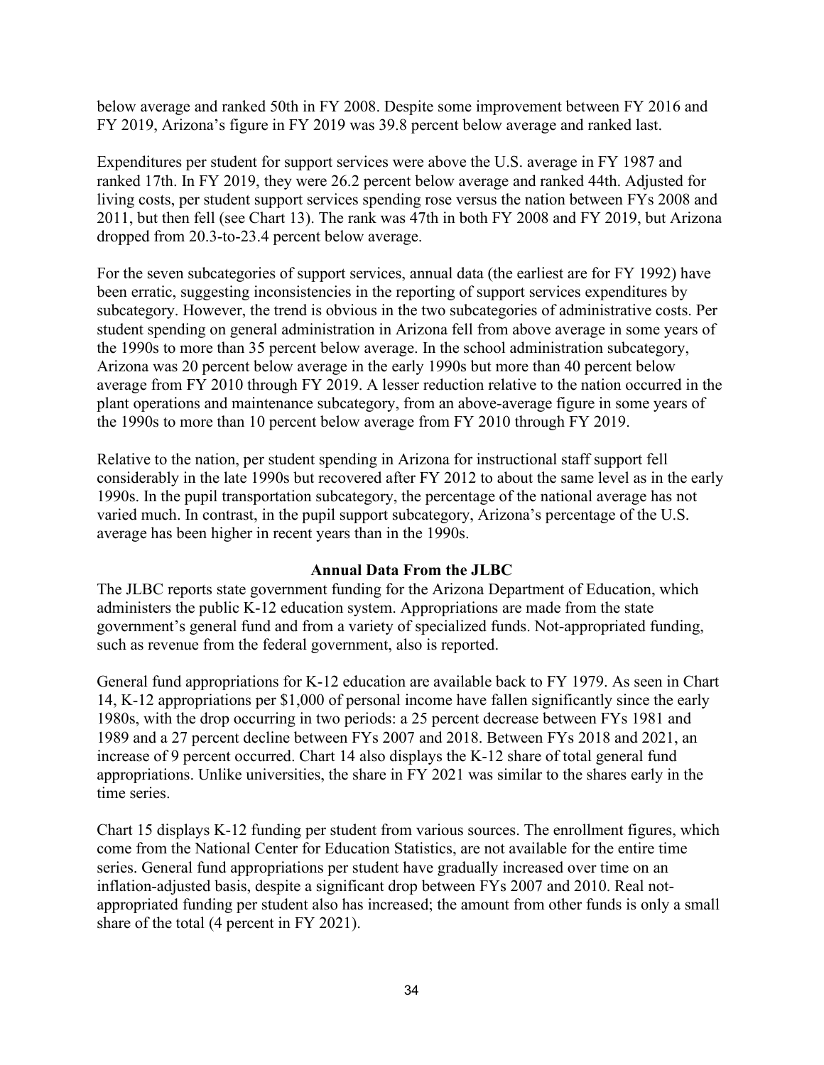below average and ranked 50th in FY 2008. Despite some improvement between FY 2016 and FY 2019, Arizona's figure in FY 2019 was 39.8 percent below average and ranked last.

Expenditures per student for support services were above the U.S. average in FY 1987 and ranked 17th. In FY 2019, they were 26.2 percent below average and ranked 44th. Adjusted for living costs, per student support services spending rose versus the nation between FYs 2008 and 2011, but then fell (see Chart 13). The rank was 47th in both FY 2008 and FY 2019, but Arizona dropped from 20.3-to-23.4 percent below average.

For the seven subcategories of support services, annual data (the earliest are for FY 1992) have been erratic, suggesting inconsistencies in the reporting of support services expenditures by subcategory. However, the trend is obvious in the two subcategories of administrative costs. Per student spending on general administration in Arizona fell from above average in some years of the 1990s to more than 35 percent below average. In the school administration subcategory, Arizona was 20 percent below average in the early 1990s but more than 40 percent below average from FY 2010 through FY 2019. A lesser reduction relative to the nation occurred in the plant operations and maintenance subcategory, from an above-average figure in some years of the 1990s to more than 10 percent below average from FY 2010 through FY 2019.

Relative to the nation, per student spending in Arizona for instructional staff support fell considerably in the late 1990s but recovered after FY 2012 to about the same level as in the early 1990s. In the pupil transportation subcategory, the percentage of the national average has not varied much. In contrast, in the pupil support subcategory, Arizona's percentage of the U.S. average has been higher in recent years than in the 1990s.

### Annual Data From the JLBC

The JLBC reports state government funding for the Arizona Department of Education, which administers the public K-12 education system. Appropriations are made from the state government's general fund and from a variety of specialized funds. Not-appropriated funding, such as revenue from the federal government, also is reported.

General fund appropriations for K-12 education are available back to FY 1979. As seen in Chart 14, K-12 appropriations per $1,000 of personal income have fallen significantly since the early 1980s, with the drop occurring in two periods: a 25 percent decrease between FYs 1981 and 1989 and a 27 percent decline between FYs 2007 and 2018. Between FYs 2018 and 2021, an increase of 9 percent occurred. Chart 14 also displays the K-12 share of total general fund appropriations. Unlike universities, the share in FY 2021 was similar to the shares early in the time series.

Chart 15 displays K-12 funding per student from various sources. The enrollment figures, which come from the National Center for Education Statistics, are not available for the entire time series. General fund appropriations per student have gradually increased over time on an inflation-adjusted basis, despite a significant drop between FYs 2007 and 2010. Real not-appropriated funding per student also has increased; the amount from other funds is only a small share of the total (4 percent in FY 2021).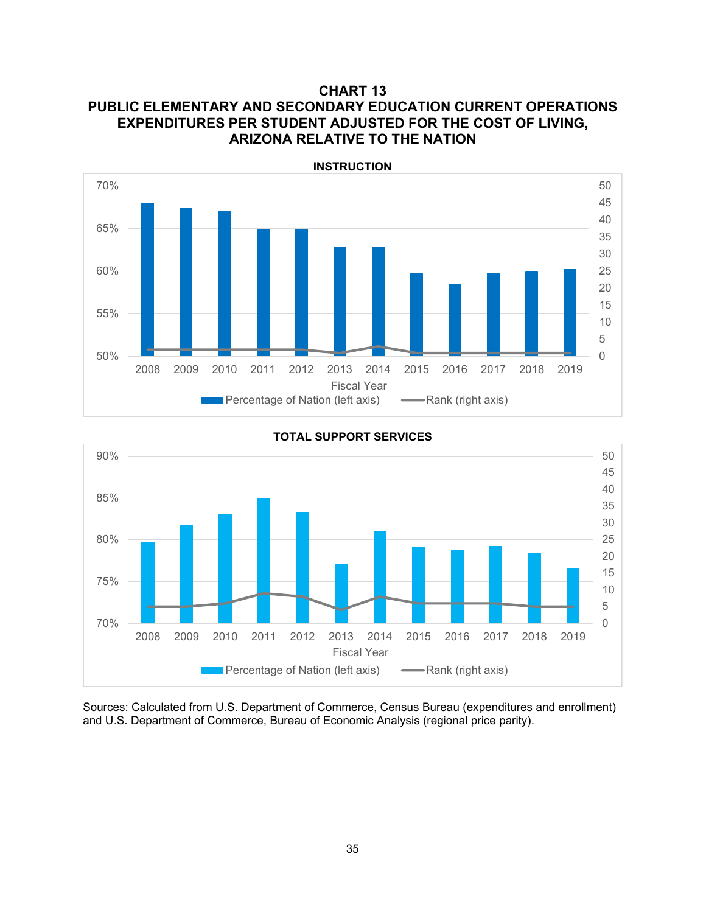# CHART 13
# PUBLIC ELEMENTARY AND SECONDARY EDUCATION CURRENT OPERATIONS EXPENDITURES PER STUDENT ADJUSTED FOR THE COST OF LIVING, ARIZONA RELATIVE TO THE NATION

**INSTRUCTION**

**TOTAL SUPPORT SERVICES**

Sources: Calculated from U.S. Department of Commerce, Census Bureau (expenditures and enrollment) and U.S. Department of Commerce, Bureau of Economic Analysis (regional price parity).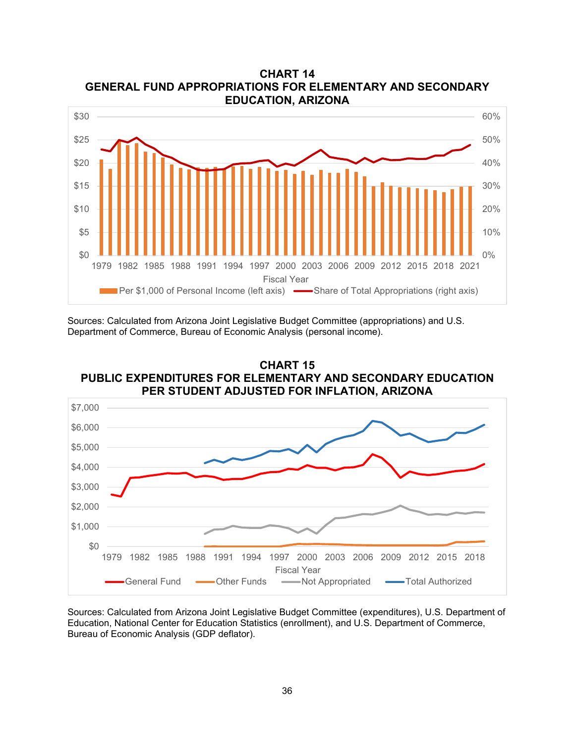**CHART 14**
**GENERAL FUND APPROPRIATIONS FOR ELEMENTARY AND SECONDARY EDUCATION, ARIZONA**

$30
$25
$20
$15
$10
$5
$0

60%
50%
40%
30%
20%
10%
0%

1979 1982 1985 1988 1991 1994 1997 2000 2003 2006 2009 2012 2015 2018 2021

Fiscal Year

Per $1,000 of Personal Income (left axis)
Share of Total Appropriations (right axis)

Sources: Calculated from Arizona Joint Legislative Budget Committee (appropriations) and U.S. Department of Commerce, Bureau of Economic Analysis (personal income).

**CHART 15**
**PUBLIC EXPENDITURES FOR ELEMENTARY AND SECONDARY EDUCATION PER STUDENT ADJUSTED FOR INFLATION, ARIZONA**

$7,000
$6,000
$5,000
$4,000
$3,000
$2,000
$1,000
$0

1979 1982 1985 1988 1991 1994 1997 2000 2003 2006 2009 2012 2015 2018

Fiscal Year

General Fund
Other Funds
Not Appropriated
Total Authorized

Sources: Calculated from Arizona Joint Legislative Budget Committee (expenditures), U.S. Department of Education, National Center for Education Statistics (enrollment), and U.S. Department of Commerce, Bureau of Economic Analysis (GDP deflator).